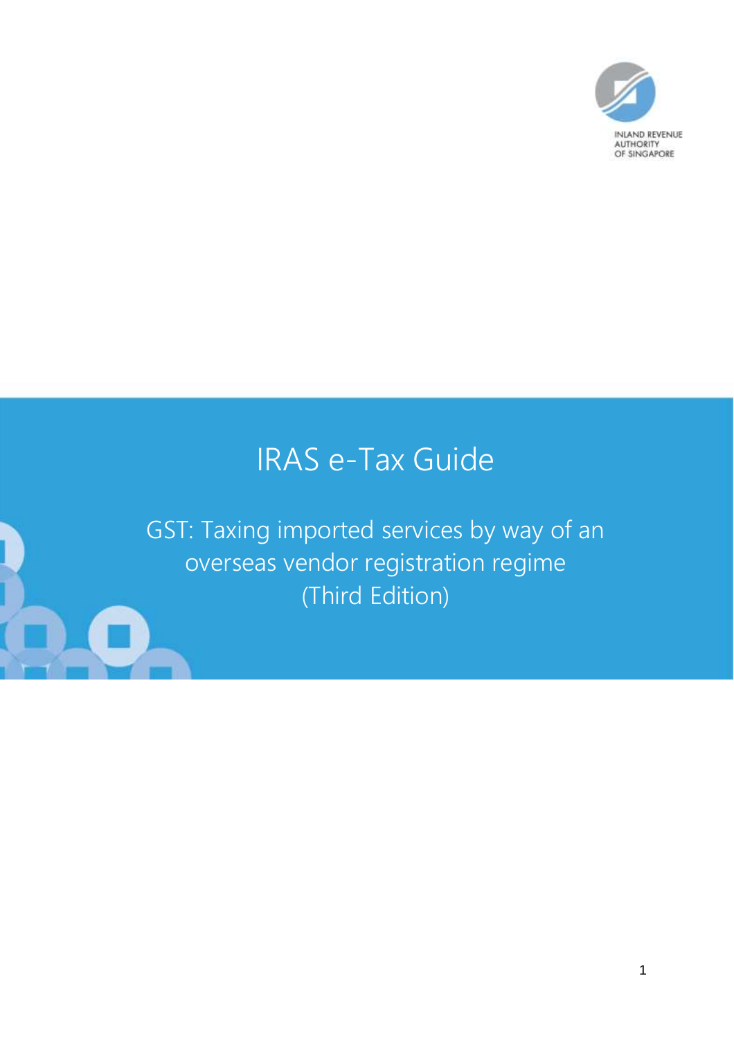INLAND REVENUE AUTHORITY OF SINGAPORE

# IRAS e-Tax Guide

## GST: Taxing imported services by way of an overseas vendor registration regime (Third Edition)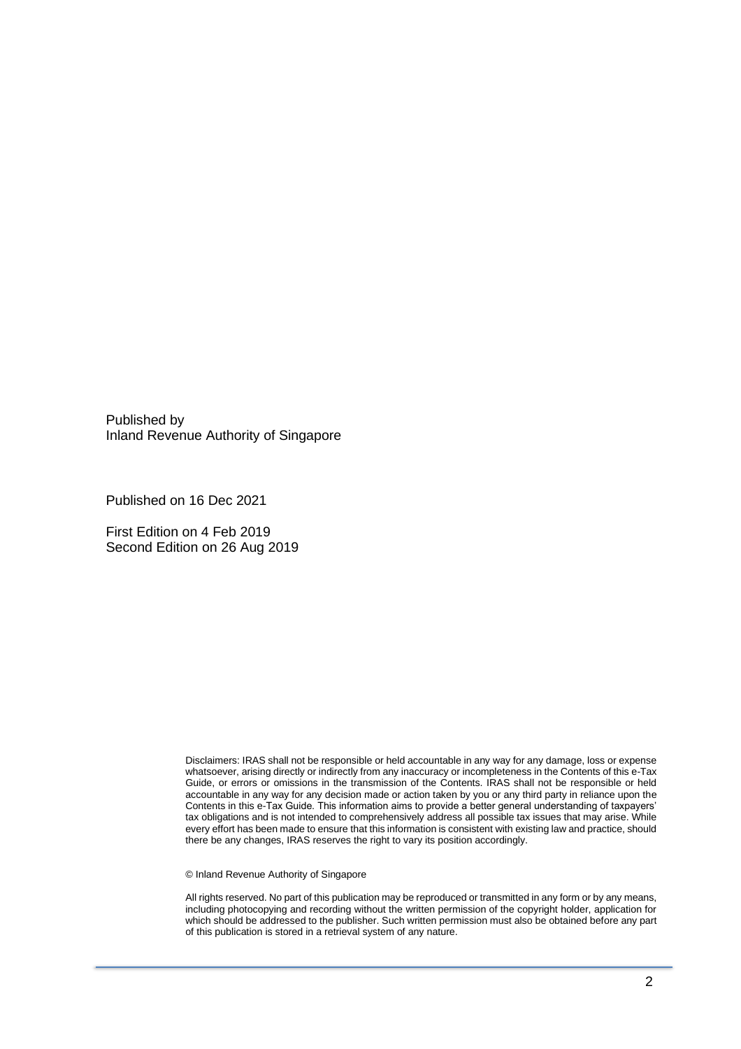Published by
Inland Revenue Authority of Singapore

Published on 16 Dec 2021

First Edition on 4 Feb 2019
Second Edition on 26 Aug 2019

Disclaimers: IRAS shall not be responsible or held accountable in any way for any damage, loss or expense whatsoever, arising directly or indirectly from any inaccuracy or incompleteness in the Contents of this e-Tax Guide, or errors or omissions in the transmission of the Contents. IRAS shall not be responsible or held accountable in any way for any decision made or action taken by you or any third party in reliance upon the Contents in this e-Tax Guide. This information aims to provide a better general understanding of taxpayers' tax obligations and is not intended to comprehensively address all possible tax issues that may arise. While every effort has been made to ensure that this information is consistent with existing law and practice, should there be any changes, IRAS reserves the right to vary its position accordingly.

© Inland Revenue Authority of Singapore

All rights reserved. No part of this publication may be reproduced or transmitted in any form or by any means, including photocopying and recording without the written permission of the copyright holder, application for which should be addressed to the publisher. Such written permission must also be obtained before any part of this publication is stored in a retrieval system of any nature.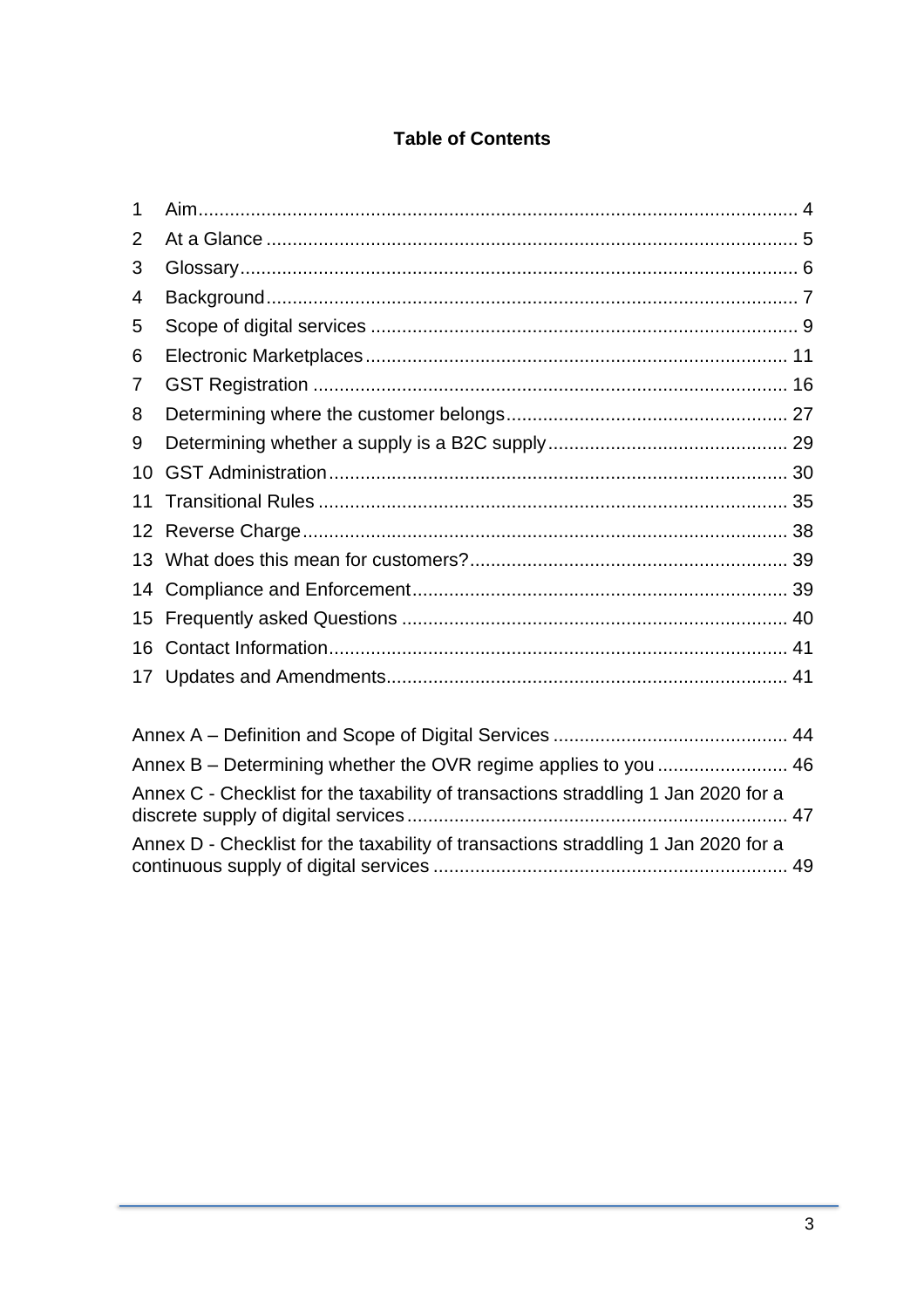**Table of Contents**

1 Aim ........................................................................................................ 4
2 At a Glance ........................................................................................... 5
3 Glossary ................................................................................................ 6
4 Background ........................................................................................... 7
5 Scope of digital services ........................................................................ 9
6 Electronic Marketplaces ....................................................................... 11
7 GST Registration ................................................................................. 16
8 Determining where the customer belongs ............................................ 27
9 Determining whether a supply is a B2C supply .................................... 29
10 GST Administration ............................................................................ 30
11 Transitional Rules .............................................................................. 35
12 Reverse Charge .................................................................................. 38
13 What does this mean for customers? .................................................. 39
14 Compliance and Enforcement ............................................................. 39
15 Frequently asked Questions ............................................................... 40
16 Contact Information ............................................................................ 41
17 Updates and Amendments .................................................................. 41

Annex A – Definition and Scope of Digital Services ................................. 44
Annex B – Determining whether the OVR regime applies to you .............. 46
Annex C - Checklist for the taxability of transactions straddling 1 Jan 2020 for a discrete supply of digital services ..................................................................... 47
Annex D - Checklist for the taxability of transactions straddling 1 Jan 2020 for a continuous supply of digital services ................................................................ 49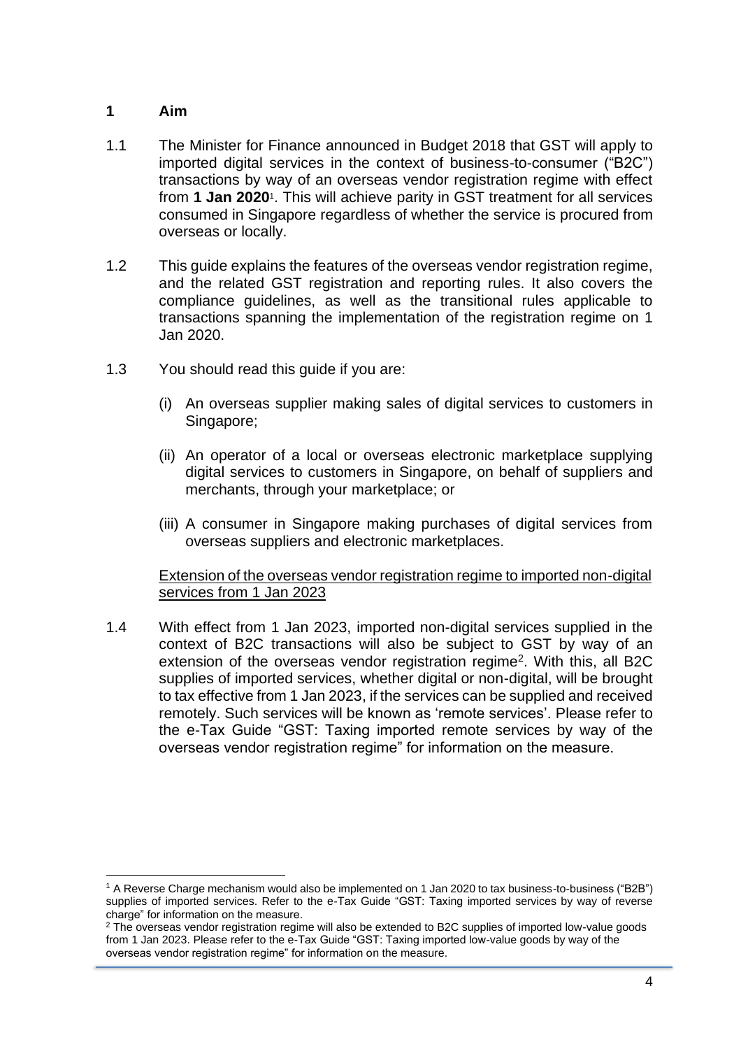## 1 Aim

1.1 The Minister for Finance announced in Budget 2018 that GST will apply to imported digital services in the context of business-to-consumer ("B2C") transactions by way of an overseas vendor registration regime with effect from **1 Jan 2020**[1]. This will achieve parity in GST treatment for all services consumed in Singapore regardless of whether the service is procured from overseas or locally.

1.2 This guide explains the features of the overseas vendor registration regime, and the related GST registration and reporting rules. It also covers the compliance guidelines, as well as the transitional rules applicable to transactions spanning the implementation of the registration regime on 1 Jan 2020.

1.3 You should read this guide if you are:

(i) An overseas supplier making sales of digital services to customers in Singapore;

(ii) An operator of a local or overseas electronic marketplace supplying digital services to customers in Singapore, on behalf of suppliers and merchants, through your marketplace; or

(iii) A consumer in Singapore making purchases of digital services from overseas suppliers and electronic marketplaces.

<u>Extension of the overseas vendor registration regime to imported non-digital services from 1 Jan 2023</u>

1.4 With effect from 1 Jan 2023, imported non-digital services supplied in the context of B2C transactions will also be subject to GST by way of an extension of the overseas vendor registration regime[2]. With this, all B2C supplies of imported services, whether digital or non-digital, will be brought to tax effective from 1 Jan 2023, if the services can be supplied and received remotely. Such services will be known as 'remote services'. Please refer to the e-Tax Guide "GST: Taxing imported remote services by way of the overseas vendor registration regime" for information on the measure.

---

[1] A Reverse Charge mechanism would also be implemented on 1 Jan 2020 to tax business-to-business ("B2B") supplies of imported services. Refer to the e-Tax Guide "GST: Taxing imported services by way of reverse charge" for information on the measure.

[2] The overseas vendor registration regime will also be extended to B2C supplies of imported low-value goods from 1 Jan 2023. Please refer to the e-Tax Guide "GST: Taxing imported low-value goods by way of the overseas vendor registration regime" for information on the measure.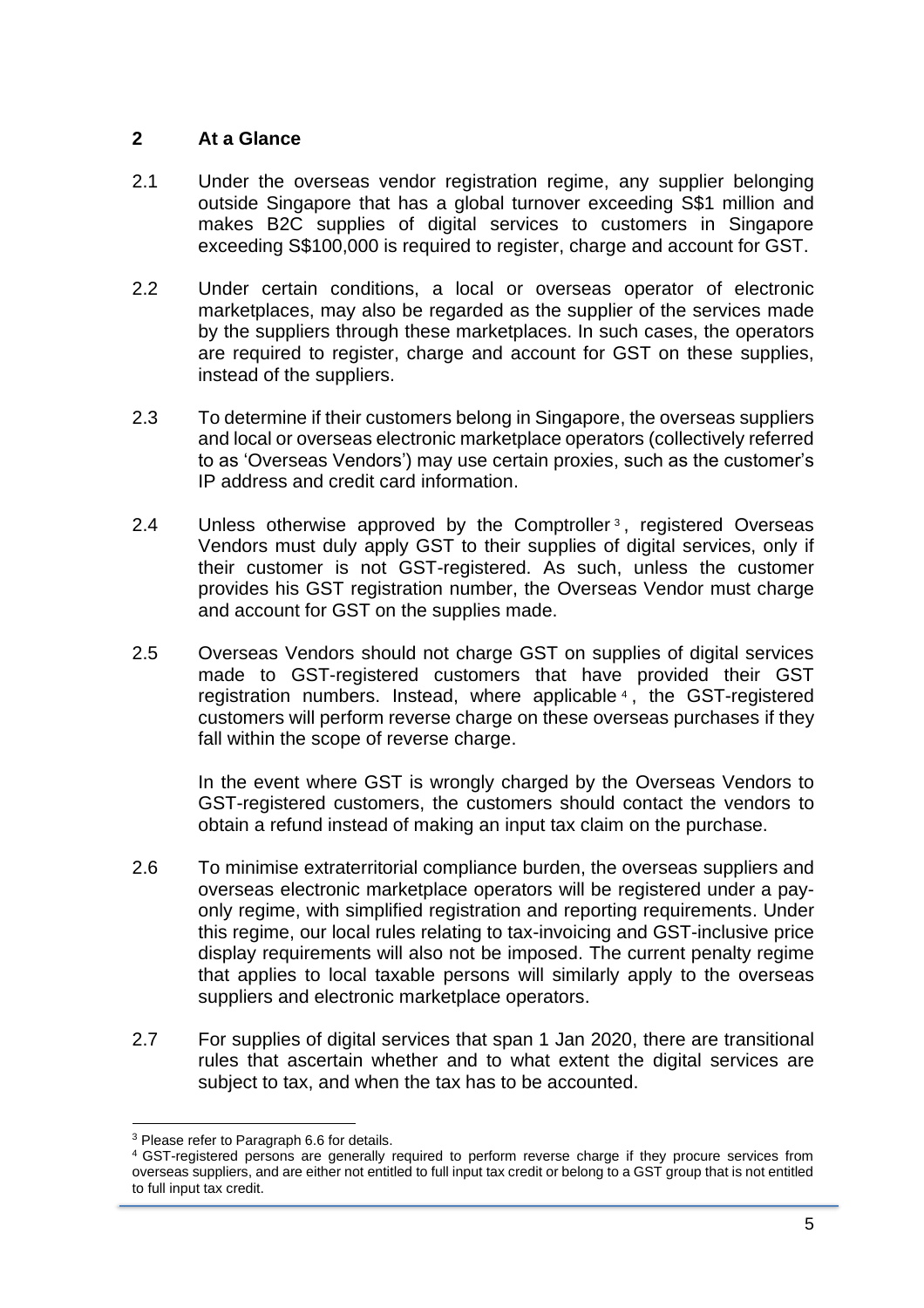## 2 At a Glance

2.1 Under the overseas vendor registration regime, any supplier belonging outside Singapore that has a global turnover exceeding S$1 million and makes B2C supplies of digital services to customers in Singapore exceeding S$100,000 is required to register, charge and account for GST.

2.2 Under certain conditions, a local or overseas operator of electronic marketplaces, may also be regarded as the supplier of the services made by the suppliers through these marketplaces. In such cases, the operators are required to register, charge and account for GST on these supplies, instead of the suppliers.

2.3 To determine if their customers belong in Singapore, the overseas suppliers and local or overseas electronic marketplace operators (collectively referred to as 'Overseas Vendors') may use certain proxies, such as the customer's IP address and credit card information.

2.4 Unless otherwise approved by the Comptroller[3], registered Overseas Vendors must duly apply GST to their supplies of digital services, only if their customer is not GST-registered. As such, unless the customer provides his GST registration number, the Overseas Vendor must charge and account for GST on the supplies made.

2.5 Overseas Vendors should not charge GST on supplies of digital services made to GST-registered customers that have provided their GST registration numbers. Instead, where applicable[4], the GST-registered customers will perform reverse charge on these overseas purchases if they fall within the scope of reverse charge.

In the event where GST is wrongly charged by the Overseas Vendors to GST-registered customers, the customers should contact the vendors to obtain a refund instead of making an input tax claim on the purchase.

2.6 To minimise extraterritorial compliance burden, the overseas suppliers and overseas electronic marketplace operators will be registered under a pay-only regime, with simplified registration and reporting requirements. Under this regime, our local rules relating to tax-invoicing and GST-inclusive price display requirements will also not be imposed. The current penalty regime that applies to local taxable persons will similarly apply to the overseas suppliers and electronic marketplace operators.

2.7 For supplies of digital services that span 1 Jan 2020, there are transitional rules that ascertain whether and to what extent the digital services are subject to tax, and when the tax has to be accounted.

---

[3] Please refer to Paragraph 6.6 for details.

[4] GST-registered persons are generally required to perform reverse charge if they procure services from overseas suppliers, and are either not entitled to full input tax credit or belong to a GST group that is not entitled to full input tax credit.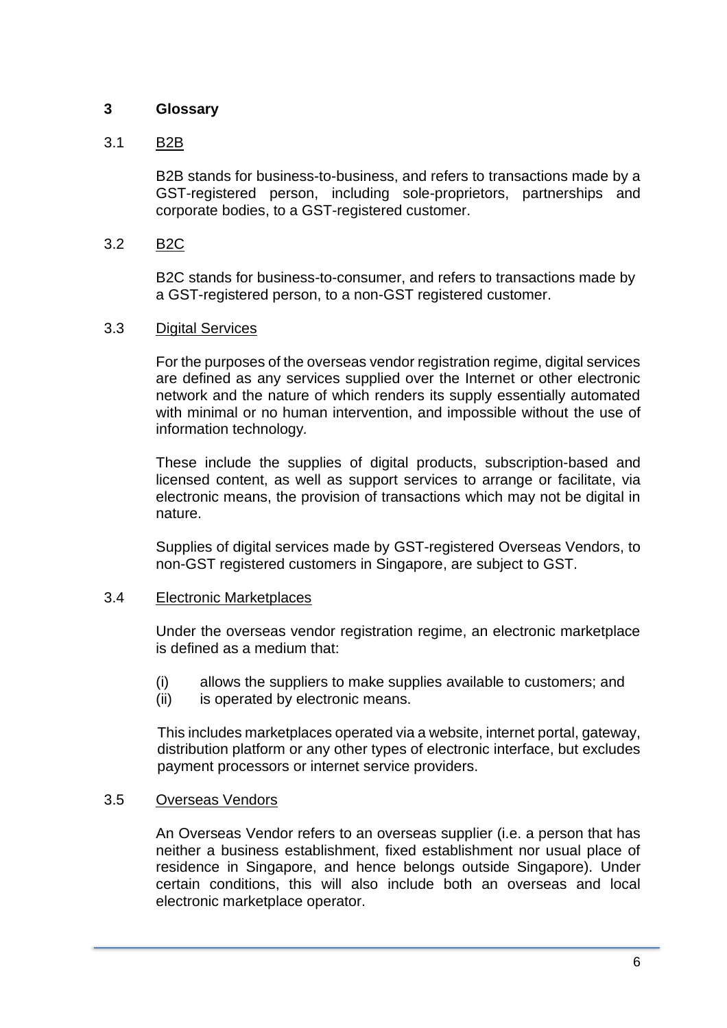## 3 Glossary

### 3.1 B2B

B2B stands for business-to-business, and refers to transactions made by a GST-registered person, including sole-proprietors, partnerships and corporate bodies, to a GST-registered customer.

### 3.2 B2C

B2C stands for business-to-consumer, and refers to transactions made by a GST-registered person, to a non-GST registered customer.

### 3.3 Digital Services

For the purposes of the overseas vendor registration regime, digital services are defined as any services supplied over the Internet or other electronic network and the nature of which renders its supply essentially automated with minimal or no human intervention, and impossible without the use of information technology.

These include the supplies of digital products, subscription-based and licensed content, as well as support services to arrange or facilitate, via electronic means, the provision of transactions which may not be digital in nature.

Supplies of digital services made by GST-registered Overseas Vendors, to non-GST registered customers in Singapore, are subject to GST.

### 3.4 Electronic Marketplaces

Under the overseas vendor registration regime, an electronic marketplace is defined as a medium that:

(i) allows the suppliers to make supplies available to customers; and
(ii) is operated by electronic means.

This includes marketplaces operated via a website, internet portal, gateway, distribution platform or any other types of electronic interface, but excludes payment processors or internet service providers.

### 3.5 Overseas Vendors

An Overseas Vendor refers to an overseas supplier (i.e. a person that has neither a business establishment, fixed establishment nor usual place of residence in Singapore, and hence belongs outside Singapore). Under certain conditions, this will also include both an overseas and local electronic marketplace operator.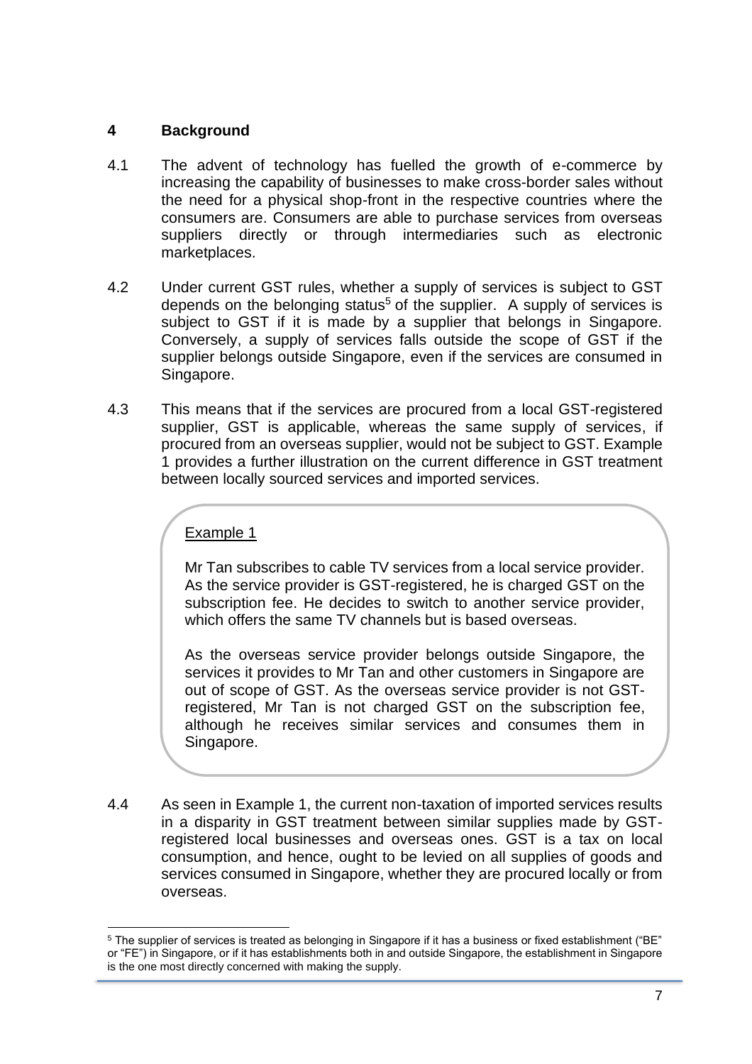## 4 Background

4.1 The advent of technology has fuelled the growth of e-commerce by increasing the capability of businesses to make cross-border sales without the need for a physical shop-front in the respective countries where the consumers are. Consumers are able to purchase services from overseas suppliers directly or through intermediaries such as electronic marketplaces.

4.2 Under current GST rules, whether a supply of services is subject to GST depends on the belonging status[5] of the supplier. A supply of services is subject to GST if it is made by a supplier that belongs in Singapore. Conversely, a supply of services falls outside the scope of GST if the supplier belongs outside Singapore, even if the services are consumed in Singapore.

4.3 This means that if the services are procured from a local GST-registered supplier, GST is applicable, whereas the same supply of services, if procured from an overseas supplier, would not be subject to GST. Example 1 provides a further illustration on the current difference in GST treatment between locally sourced services and imported services.

> Example 1
>
> Mr Tan subscribes to cable TV services from a local service provider. As the service provider is GST-registered, he is charged GST on the subscription fee. He decides to switch to another service provider, which offers the same TV channels but is based overseas.
>
> As the overseas service provider belongs outside Singapore, the services it provides to Mr Tan and other customers in Singapore are out of scope of GST. As the overseas service provider is not GST-registered, Mr Tan is not charged GST on the subscription fee, although he receives similar services and consumes them in Singapore.

4.4 As seen in Example 1, the current non-taxation of imported services results in a disparity in GST treatment between similar supplies made by GST-registered local businesses and overseas ones. GST is a tax on local consumption, and hence, ought to be levied on all supplies of goods and services consumed in Singapore, whether they are procured locally or from overseas.

---

[5] The supplier of services is treated as belonging in Singapore if it has a business or fixed establishment ("BE" or "FE") in Singapore, or if it has establishments both in and outside Singapore, the establishment in Singapore is the one most directly concerned with making the supply.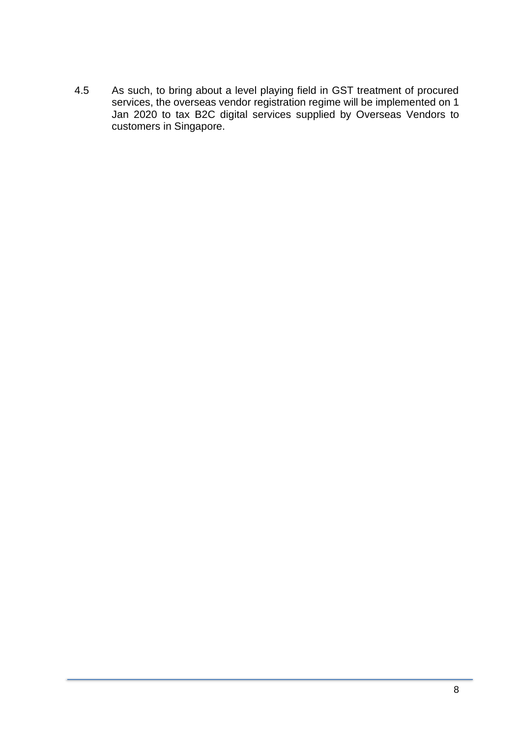4.5 As such, to bring about a level playing field in GST treatment of procured services, the overseas vendor registration regime will be implemented on 1 Jan 2020 to tax B2C digital services supplied by Overseas Vendors to customers in Singapore.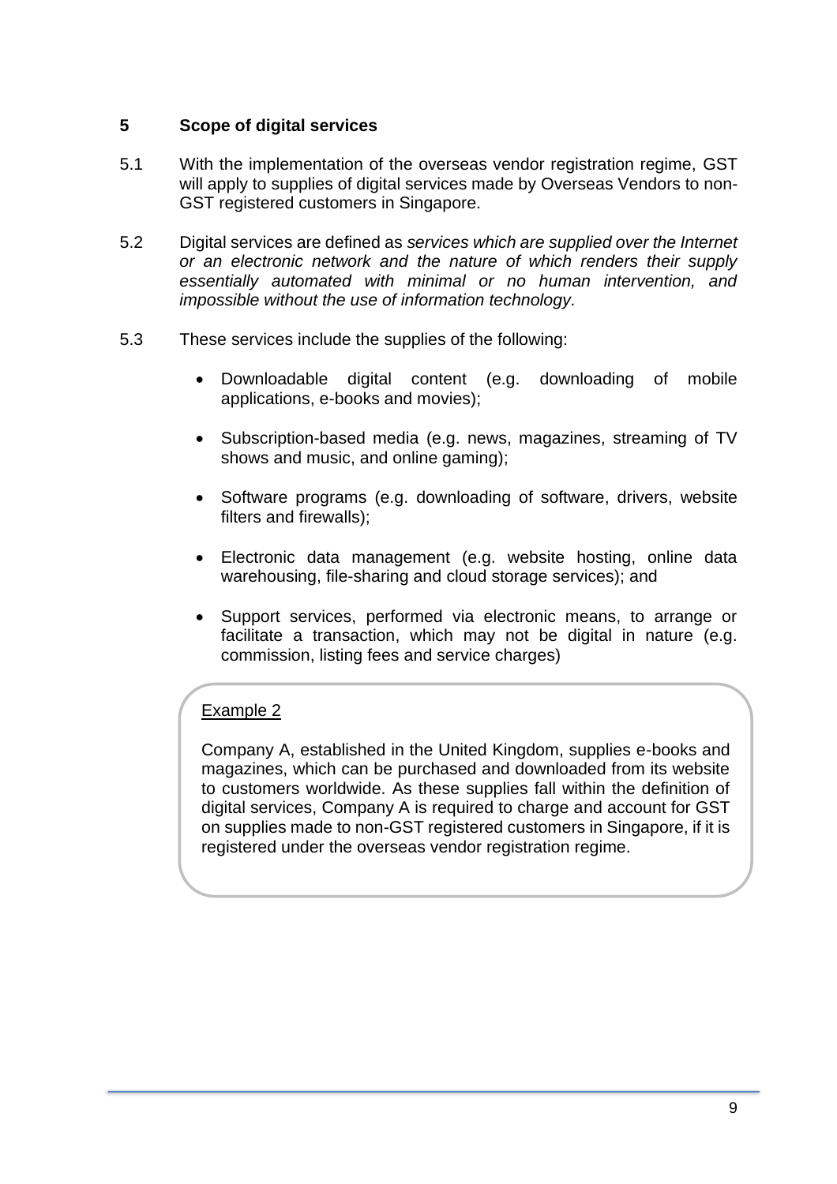## 5 Scope of digital services

5.1 With the implementation of the overseas vendor registration regime, GST will apply to supplies of digital services made by Overseas Vendors to non-GST registered customers in Singapore.

5.2 Digital services are defined as *services which are supplied over the Internet or an electronic network and the nature of which renders their supply essentially automated with minimal or no human intervention, and impossible without the use of information technology.*

5.3 These services include the supplies of the following:

- Downloadable digital content (e.g. downloading of mobile applications, e-books and movies);
- Subscription-based media (e.g. news, magazines, streaming of TV shows and music, and online gaming);
- Software programs (e.g. downloading of software, drivers, website filters and firewalls);
- Electronic data management (e.g. website hosting, online data warehousing, file-sharing and cloud storage services); and
- Support services, performed via electronic means, to arrange or facilitate a transaction, which may not be digital in nature (e.g. commission, listing fees and service charges)

> Example 2
>
> Company A, established in the United Kingdom, supplies e-books and magazines, which can be purchased and downloaded from its website to customers worldwide. As these supplies fall within the definition of digital services, Company A is required to charge and account for GST on supplies made to non-GST registered customers in Singapore, if it is registered under the overseas vendor registration regime.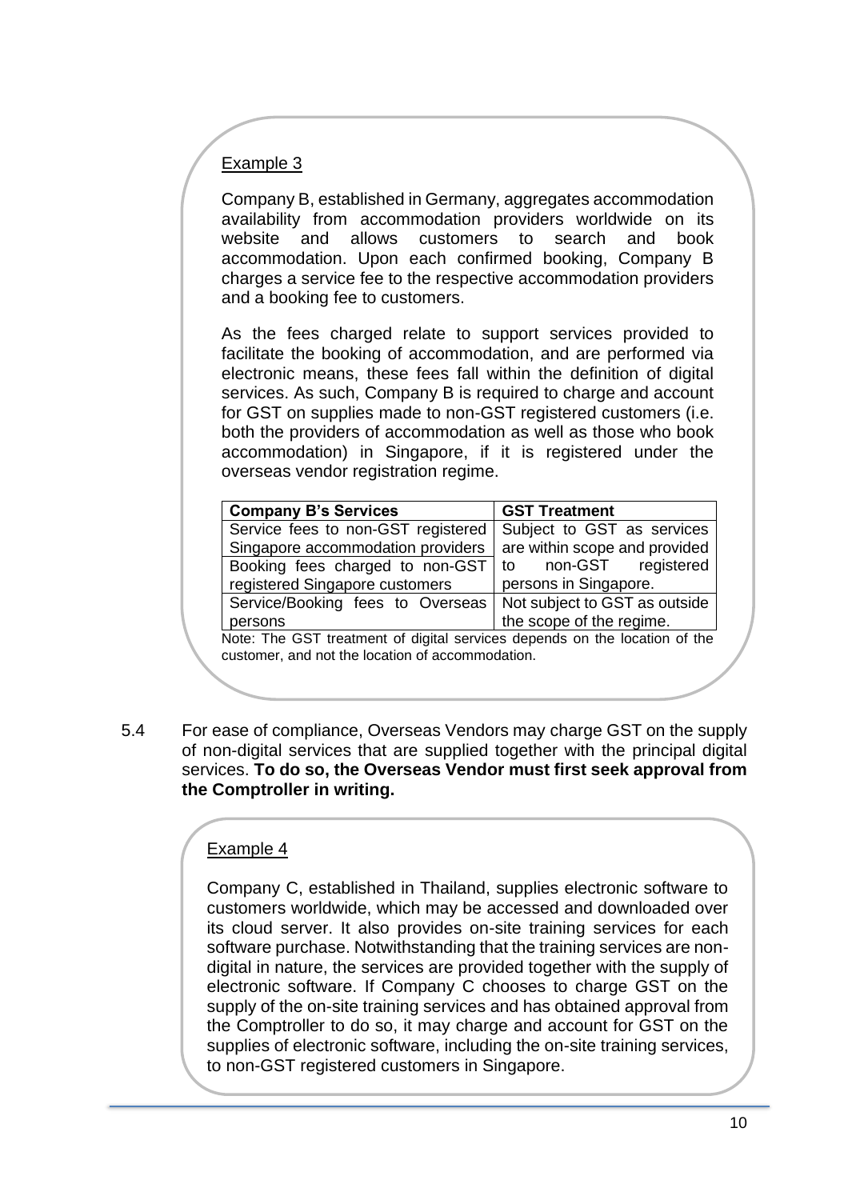Example 3

Company B, established in Germany, aggregates accommodation availability from accommodation providers worldwide on its website and allows customers to search and book accommodation. Upon each confirmed booking, Company B charges a service fee to the respective accommodation providers and a booking fee to customers.

As the fees charged relate to support services provided to facilitate the booking of accommodation, and are performed via electronic means, these fees fall within the definition of digital services. As such, Company B is required to charge and account for GST on supplies made to non-GST registered customers (i.e. both the providers of accommodation as well as those who book accommodation) in Singapore, if it is registered under the overseas vendor registration regime.

| **Company B's Services** | **GST Treatment** |
|---|---|
| Service fees to non-GST registered Singapore accommodation providers | Subject to GST as services are within scope and provided to non-GST registered persons in Singapore. |
| Booking fees charged to non-GST registered Singapore customers | |
| Service/Booking fees to Overseas persons | Not subject to GST as outside the scope of the regime. |

Note: The GST treatment of digital services depends on the location of the customer, and not the location of accommodation.

5.4 For ease of compliance, Overseas Vendors may charge GST on the supply of non-digital services that are supplied together with the principal digital services. **To do so, the Overseas Vendor must first seek approval from the Comptroller in writing.**

Example 4

Company C, established in Thailand, supplies electronic software to customers worldwide, which may be accessed and downloaded over its cloud server. It also provides on-site training services for each software purchase. Notwithstanding that the training services are non-digital in nature, the services are provided together with the supply of electronic software. If Company C chooses to charge GST on the supply of the on-site training services and has obtained approval from the Comptroller to do so, it may charge and account for GST on the supplies of electronic software, including the on-site training services, to non-GST registered customers in Singapore.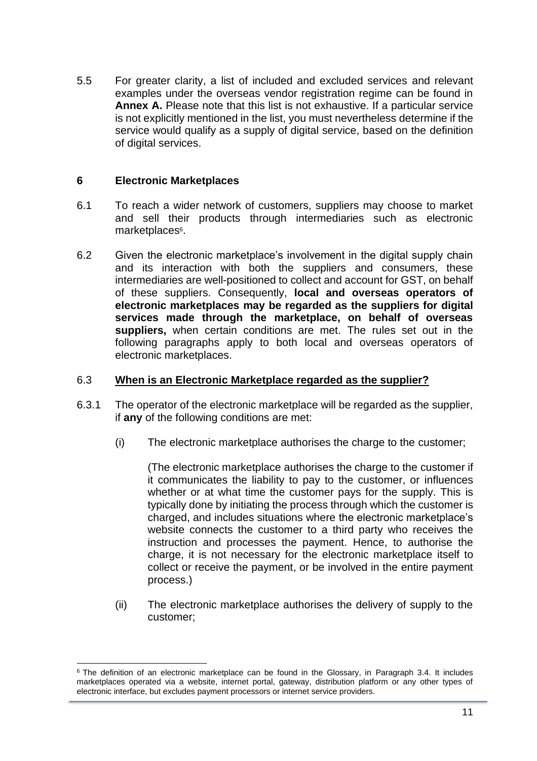5.5 For greater clarity, a list of included and excluded services and relevant examples under the overseas vendor registration regime can be found in **Annex A.** Please note that this list is not exhaustive. If a particular service is not explicitly mentioned in the list, you must nevertheless determine if the service would qualify as a supply of digital service, based on the definition of digital services.

## 6 Electronic Marketplaces

6.1 To reach a wider network of customers, suppliers may choose to market and sell their products through intermediaries such as electronic marketplaces[6].

6.2 Given the electronic marketplace's involvement in the digital supply chain and its interaction with both the suppliers and consumers, these intermediaries are well-positioned to collect and account for GST, on behalf of these suppliers. Consequently, **local and overseas operators of electronic marketplaces may be regarded as the suppliers for digital services made through the marketplace, on behalf of overseas suppliers,** when certain conditions are met. The rules set out in the following paragraphs apply to both local and overseas operators of electronic marketplaces.

### 6.3 <u>When is an Electronic Marketplace regarded as the supplier?</u>

6.3.1 The operator of the electronic marketplace will be regarded as the supplier, if **any** of the following conditions are met:

(i) The electronic marketplace authorises the charge to the customer;

(The electronic marketplace authorises the charge to the customer if it communicates the liability to pay to the customer, or influences whether or at what time the customer pays for the supply. This is typically done by initiating the process through which the customer is charged, and includes situations where the electronic marketplace's website connects the customer to a third party who receives the instruction and processes the payment. Hence, to authorise the charge, it is not necessary for the electronic marketplace itself to collect or receive the payment, or be involved in the entire payment process.)

(ii) The electronic marketplace authorises the delivery of supply to the customer;

---

[6] The definition of an electronic marketplace can be found in the Glossary, in Paragraph 3.4. It includes marketplaces operated via a website, internet portal, gateway, distribution platform or any other types of electronic interface, but excludes payment processors or internet service providers.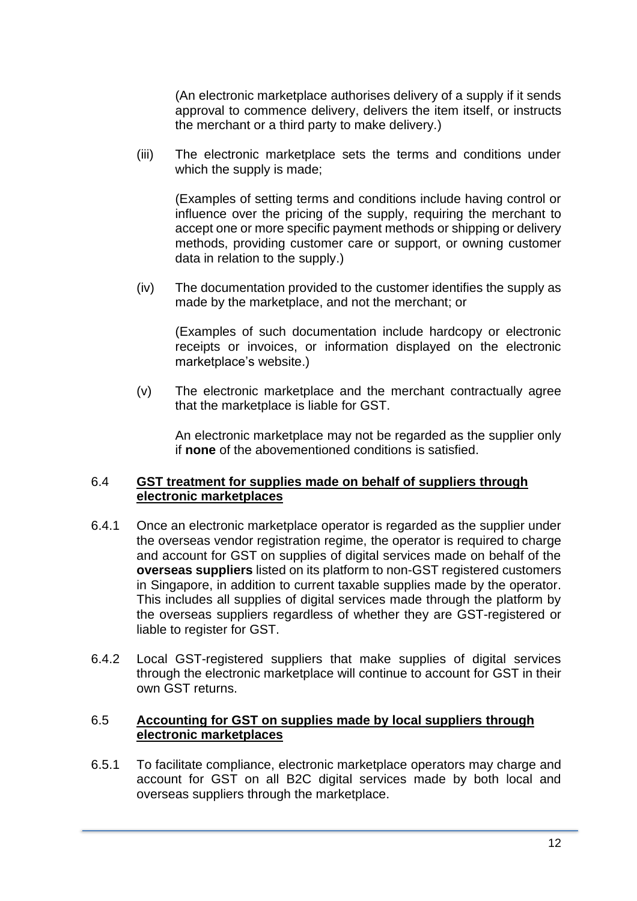(An electronic marketplace authorises delivery of a supply if it sends approval to commence delivery, delivers the item itself, or instructs the merchant or a third party to make delivery.)

(iii) The electronic marketplace sets the terms and conditions under which the supply is made;

(Examples of setting terms and conditions include having control or influence over the pricing of the supply, requiring the merchant to accept one or more specific payment methods or shipping or delivery methods, providing customer care or support, or owning customer data in relation to the supply.)

(iv) The documentation provided to the customer identifies the supply as made by the marketplace, and not the merchant; or

(Examples of such documentation include hardcopy or electronic receipts or invoices, or information displayed on the electronic marketplace's website.)

(v) The electronic marketplace and the merchant contractually agree that the marketplace is liable for GST.

An electronic marketplace may not be regarded as the supplier only if **none** of the abovementioned conditions is satisfied.

### 6.4 GST treatment for supplies made on behalf of suppliers through electronic marketplaces

6.4.1 Once an electronic marketplace operator is regarded as the supplier under the overseas vendor registration regime, the operator is required to charge and account for GST on supplies of digital services made on behalf of the **overseas suppliers** listed on its platform to non-GST registered customers in Singapore, in addition to current taxable supplies made by the operator. This includes all supplies of digital services made through the platform by the overseas suppliers regardless of whether they are GST-registered or liable to register for GST.

6.4.2 Local GST-registered suppliers that make supplies of digital services through the electronic marketplace will continue to account for GST in their own GST returns.

### 6.5 Accounting for GST on supplies made by local suppliers through electronic marketplaces

6.5.1 To facilitate compliance, electronic marketplace operators may charge and account for GST on all B2C digital services made by both local and overseas suppliers through the marketplace.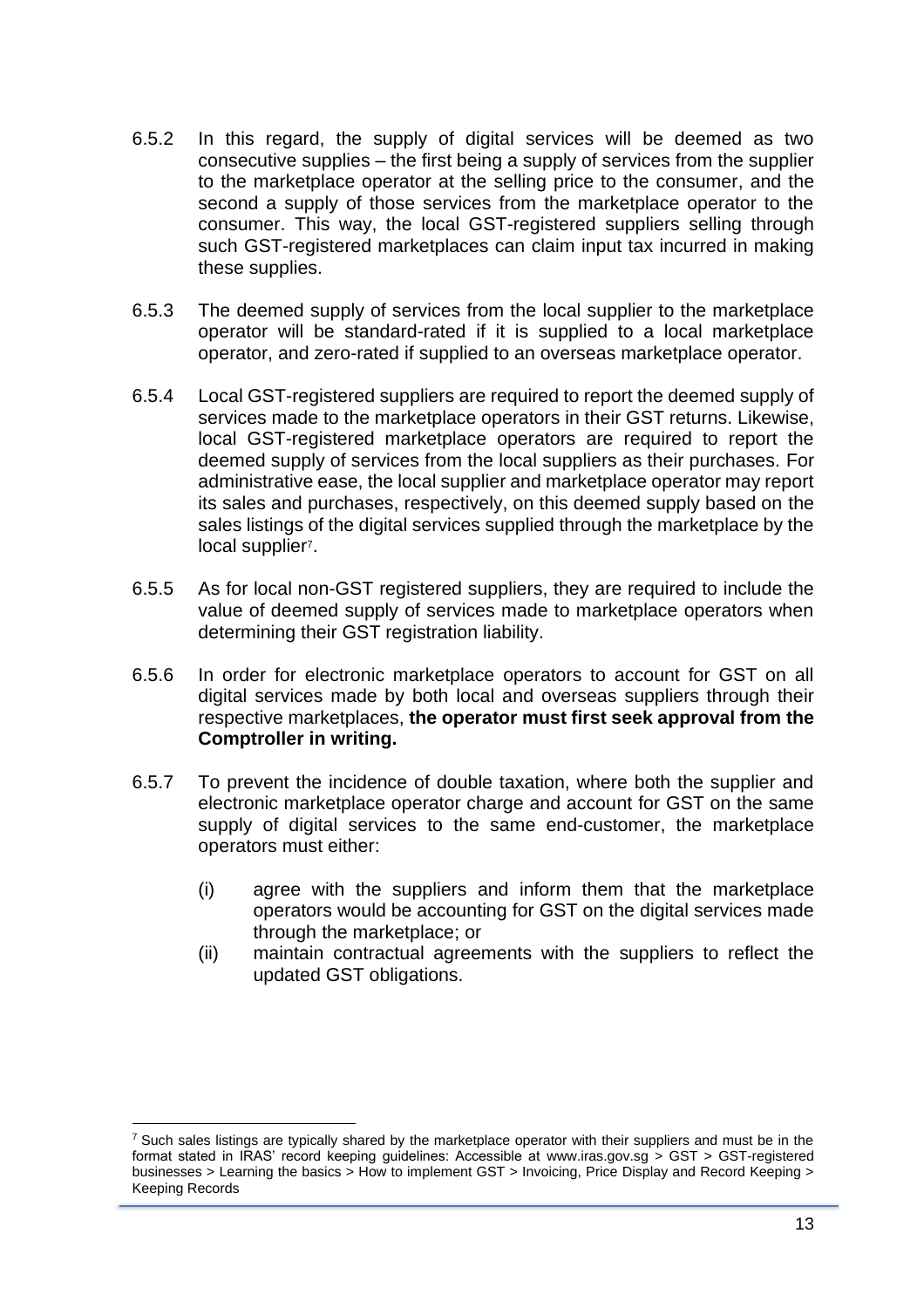6.5.2 In this regard, the supply of digital services will be deemed as two consecutive supplies – the first being a supply of services from the supplier to the marketplace operator at the selling price to the consumer, and the second a supply of those services from the marketplace operator to the consumer. This way, the local GST-registered suppliers selling through such GST-registered marketplaces can claim input tax incurred in making these supplies.

6.5.3 The deemed supply of services from the local supplier to the marketplace operator will be standard-rated if it is supplied to a local marketplace operator, and zero-rated if supplied to an overseas marketplace operator.

6.5.4 Local GST-registered suppliers are required to report the deemed supply of services made to the marketplace operators in their GST returns. Likewise, local GST-registered marketplace operators are required to report the deemed supply of services from the local suppliers as their purchases. For administrative ease, the local supplier and marketplace operator may report its sales and purchases, respectively, on this deemed supply based on the sales listings of the digital services supplied through the marketplace by the local supplier[7].

6.5.5 As for local non-GST registered suppliers, they are required to include the value of deemed supply of services made to marketplace operators when determining their GST registration liability.

6.5.6 In order for electronic marketplace operators to account for GST on all digital services made by both local and overseas suppliers through their respective marketplaces, **the operator must first seek approval from the Comptroller in writing.**

6.5.7 To prevent the incidence of double taxation, where both the supplier and electronic marketplace operator charge and account for GST on the same supply of digital services to the same end-customer, the marketplace operators must either:

(i) agree with the suppliers and inform them that the marketplace operators would be accounting for GST on the digital services made through the marketplace; or

(ii) maintain contractual agreements with the suppliers to reflect the updated GST obligations.

---

[7] Such sales listings are typically shared by the marketplace operator with their suppliers and must be in the format stated in IRAS' record keeping guidelines: Accessible at www.iras.gov.sg > GST > GST-registered businesses > Learning the basics > How to implement GST > Invoicing, Price Display and Record Keeping > Keeping Records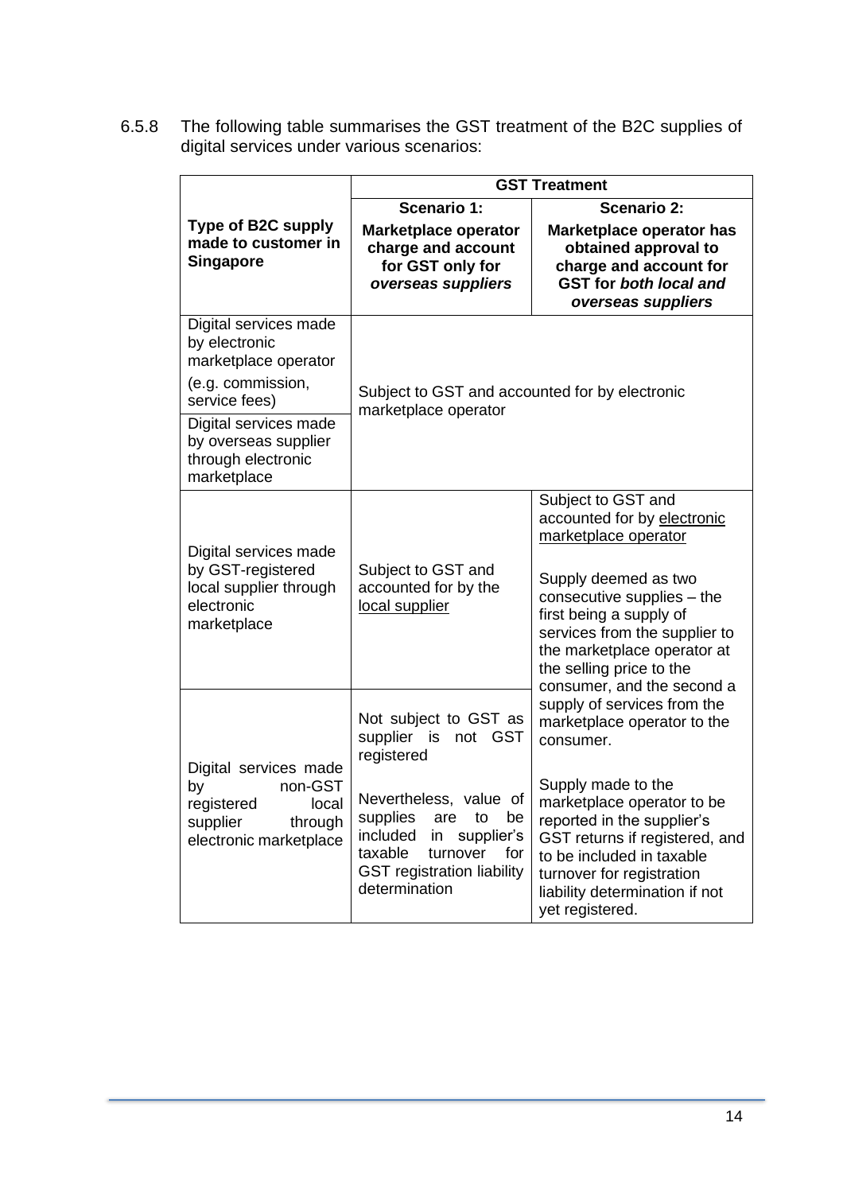6.5.8 The following table summarises the GST treatment of the B2C supplies of digital services under various scenarios:

| Type of B2C supply made to customer in Singapore | GST Treatment | |
|---|---|---|
| | **Scenario 1:** **Marketplace operator charge and account for GST only for *overseas suppliers*** | **Scenario 2:** **Marketplace operator has obtained approval to charge and account for GST for *both local and overseas suppliers*** |
| Digital services made by electronic marketplace operator (e.g. commission, service fees) | Subject to GST and accounted for by electronic marketplace operator | |
| Digital services made by overseas supplier through electronic marketplace | Subject to GST and accounted for by electronic marketplace operator | |
| Digital services made by GST-registered local supplier through electronic marketplace | Subject to GST and accounted for by the local supplier | Subject to GST and accounted for by electronic marketplace operator<br><br>Supply deemed as two consecutive supplies – the first being a supply of services from the supplier to the marketplace operator at the selling price to the consumer, and the second a supply of services from the marketplace operator to the consumer.<br><br>Supply made to the marketplace operator to be reported in the supplier's GST returns if registered, and to be included in taxable turnover for registration liability determination if not yet registered. |
| Digital services made by non-GST registered local supplier through electronic marketplace | Not subject to GST as supplier is not GST registered<br><br>Nevertheless, value of supplies are to be included in supplier's taxable turnover for GST registration liability determination | |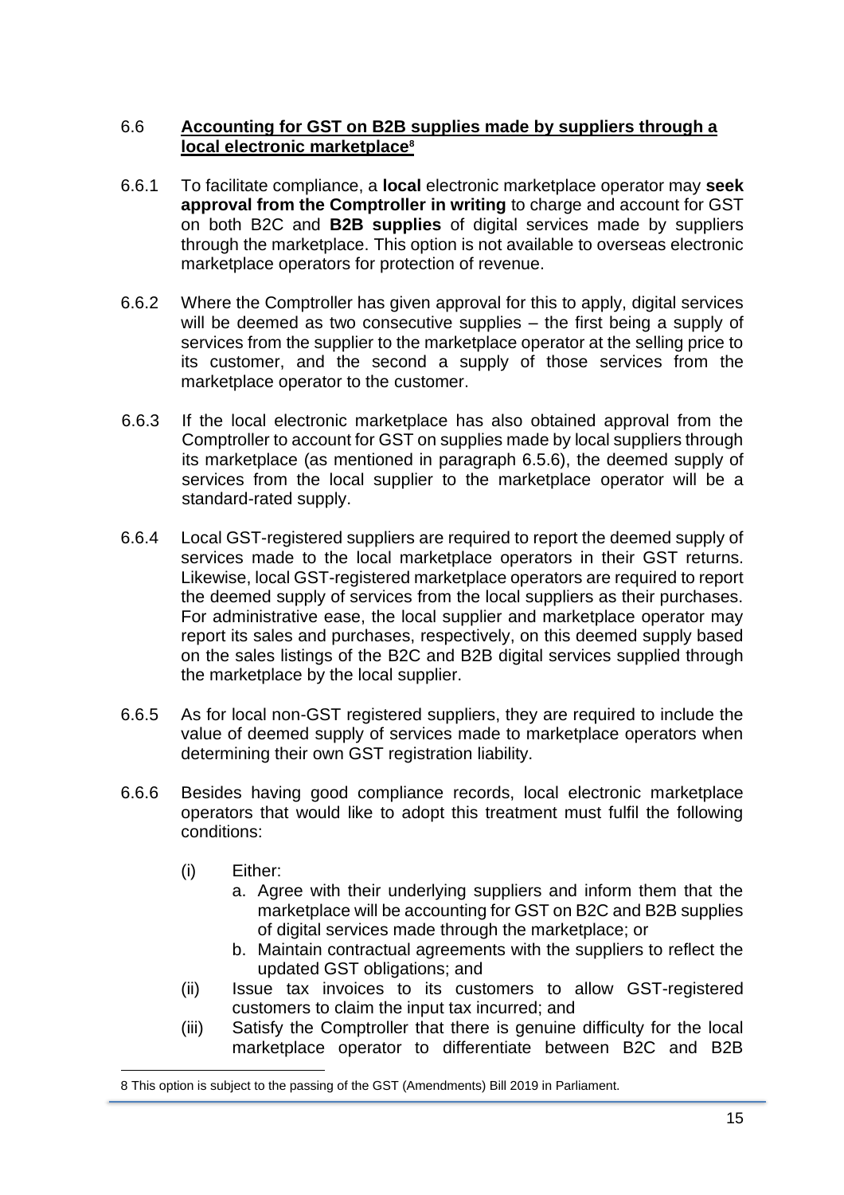## 6.6 **Accounting for GST on B2B supplies made by suppliers through a local electronic marketplace**[8]

6.6.1 To facilitate compliance, a **local** electronic marketplace operator may **seek approval from the Comptroller in writing** to charge and account for GST on both B2C and **B2B supplies** of digital services made by suppliers through the marketplace. This option is not available to overseas electronic marketplace operators for protection of revenue.

6.6.2 Where the Comptroller has given approval for this to apply, digital services will be deemed as two consecutive supplies – the first being a supply of services from the supplier to the marketplace operator at the selling price to its customer, and the second a supply of those services from the marketplace operator to the customer.

6.6.3 If the local electronic marketplace has also obtained approval from the Comptroller to account for GST on supplies made by local suppliers through its marketplace (as mentioned in paragraph 6.5.6), the deemed supply of services from the local supplier to the marketplace operator will be a standard-rated supply.

6.6.4 Local GST-registered suppliers are required to report the deemed supply of services made to the local marketplace operators in their GST returns. Likewise, local GST-registered marketplace operators are required to report the deemed supply of services from the local suppliers as their purchases. For administrative ease, the local supplier and marketplace operator may report its sales and purchases, respectively, on this deemed supply based on the sales listings of the B2C and B2B digital services supplied through the marketplace by the local supplier.

6.6.5 As for local non-GST registered suppliers, they are required to include the value of deemed supply of services made to marketplace operators when determining their own GST registration liability.

6.6.6 Besides having good compliance records, local electronic marketplace operators that would like to adopt this treatment must fulfil the following conditions:

(i) Either:
   a. Agree with their underlying suppliers and inform them that the marketplace will be accounting for GST on B2C and B2B supplies of digital services made through the marketplace; or
   b. Maintain contractual agreements with the suppliers to reflect the updated GST obligations; and

(ii) Issue tax invoices to its customers to allow GST-registered customers to claim the input tax incurred; and

(iii) Satisfy the Comptroller that there is genuine difficulty for the local marketplace operator to differentiate between B2C and B2B

---

8 This option is subject to the passing of the GST (Amendments) Bill 2019 in Parliament.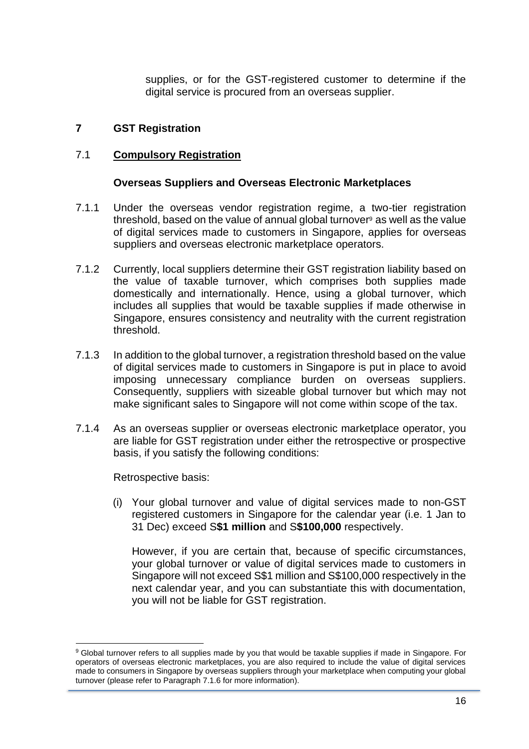supplies, or for the GST-registered customer to determine if the digital service is procured from an overseas supplier.

## 7 GST Registration

### 7.1 Compulsory Registration

**Overseas Suppliers and Overseas Electronic Marketplaces**

7.1.1 Under the overseas vendor registration regime, a two-tier registration threshold, based on the value of annual global turnover[9] as well as the value of digital services made to customers in Singapore, applies for overseas suppliers and overseas electronic marketplace operators.

7.1.2 Currently, local suppliers determine their GST registration liability based on the value of taxable turnover, which comprises both supplies made domestically and internationally. Hence, using a global turnover, which includes all supplies that would be taxable supplies if made otherwise in Singapore, ensures consistency and neutrality with the current registration threshold.

7.1.3 In addition to the global turnover, a registration threshold based on the value of digital services made to customers in Singapore is put in place to avoid imposing unnecessary compliance burden on overseas suppliers. Consequently, suppliers with sizeable global turnover but which may not make significant sales to Singapore will not come within scope of the tax.

7.1.4 As an overseas supplier or overseas electronic marketplace operator, you are liable for GST registration under either the retrospective or prospective basis, if you satisfy the following conditions:

Retrospective basis:

(i) Your global turnover and value of digital services made to non-GST registered customers in Singapore for the calendar year (i.e. 1 Jan to 31 Dec) exceed S**$1 million** and S**$100,000** respectively.

However, if you are certain that, because of specific circumstances, your global turnover or value of digital services made to customers in Singapore will not exceed S$1 million and S$100,000 respectively in the next calendar year, and you can substantiate this with documentation, you will not be liable for GST registration.

---

[9] Global turnover refers to all supplies made by you that would be taxable supplies if made in Singapore. For operators of overseas electronic marketplaces, you are also required to include the value of digital services made to consumers in Singapore by overseas suppliers through your marketplace when computing your global turnover (please refer to Paragraph 7.1.6 for more information).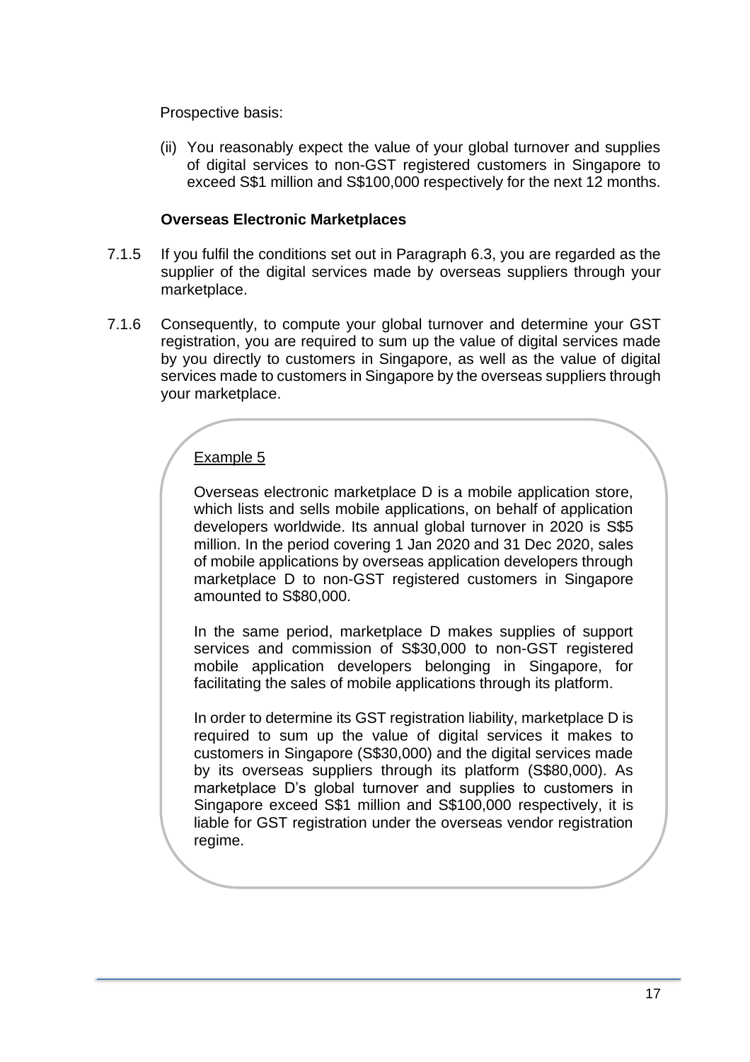Prospective basis:

(ii) You reasonably expect the value of your global turnover and supplies of digital services to non-GST registered customers in Singapore to exceed S$1 million and S$100,000 respectively for the next 12 months.

**Overseas Electronic Marketplaces**

7.1.5 If you fulfil the conditions set out in Paragraph 6.3, you are regarded as the supplier of the digital services made by overseas suppliers through your marketplace.

7.1.6 Consequently, to compute your global turnover and determine your GST registration, you are required to sum up the value of digital services made by you directly to customers in Singapore, as well as the value of digital services made to customers in Singapore by the overseas suppliers through your marketplace.

> <u>Example 5</u>
>
> Overseas electronic marketplace D is a mobile application store, which lists and sells mobile applications, on behalf of application developers worldwide. Its annual global turnover in 2020 is S$5 million. In the period covering 1 Jan 2020 and 31 Dec 2020, sales of mobile applications by overseas application developers through marketplace D to non-GST registered customers in Singapore amounted to S$80,000.
>
> In the same period, marketplace D makes supplies of support services and commission of S$30,000 to non-GST registered mobile application developers belonging in Singapore, for facilitating the sales of mobile applications through its platform.
>
> In order to determine its GST registration liability, marketplace D is required to sum up the value of digital services it makes to customers in Singapore (S$30,000) and the digital services made by its overseas suppliers through its platform (S$80,000). As marketplace D's global turnover and supplies to customers in Singapore exceed S$1 million and S$100,000 respectively, it is liable for GST registration under the overseas vendor registration regime.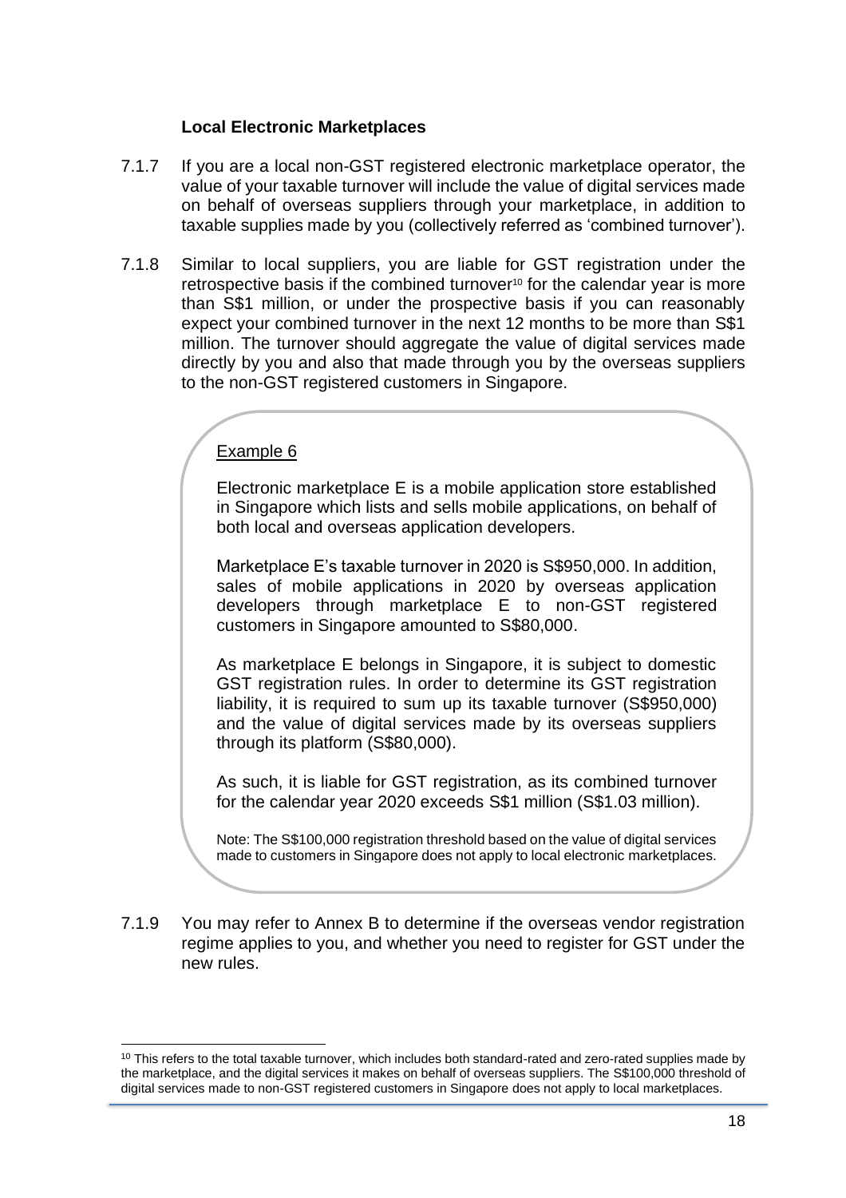### Local Electronic Marketplaces

7.1.7 If you are a local non-GST registered electronic marketplace operator, the value of your taxable turnover will include the value of digital services made on behalf of overseas suppliers through your marketplace, in addition to taxable supplies made by you (collectively referred as 'combined turnover').

7.1.8 Similar to local suppliers, you are liable for GST registration under the retrospective basis if the combined turnover[10] for the calendar year is more than S$1 million, or under the prospective basis if you can reasonably expect your combined turnover in the next 12 months to be more than S$1 million. The turnover should aggregate the value of digital services made directly by you and also that made through you by the overseas suppliers to the non-GST registered customers in Singapore.

> Example 6
>
> Electronic marketplace E is a mobile application store established in Singapore which lists and sells mobile applications, on behalf of both local and overseas application developers.
>
> Marketplace E's taxable turnover in 2020 is S$950,000. In addition, sales of mobile applications in 2020 by overseas application developers through marketplace E to non-GST registered customers in Singapore amounted to S$80,000.
>
> As marketplace E belongs in Singapore, it is subject to domestic GST registration rules. In order to determine its GST registration liability, it is required to sum up its taxable turnover (S$950,000) and the value of digital services made by its overseas suppliers through its platform (S$80,000).
>
> As such, it is liable for GST registration, as its combined turnover for the calendar year 2020 exceeds S$1 million (S$1.03 million).
>
> Note: The S$100,000 registration threshold based on the value of digital services made to customers in Singapore does not apply to local electronic marketplaces.

7.1.9 You may refer to Annex B to determine if the overseas vendor registration regime applies to you, and whether you need to register for GST under the new rules.

---

[10] This refers to the total taxable turnover, which includes both standard-rated and zero-rated supplies made by the marketplace, and the digital services it makes on behalf of overseas suppliers. The S$100,000 threshold of digital services made to non-GST registered customers in Singapore does not apply to local marketplaces.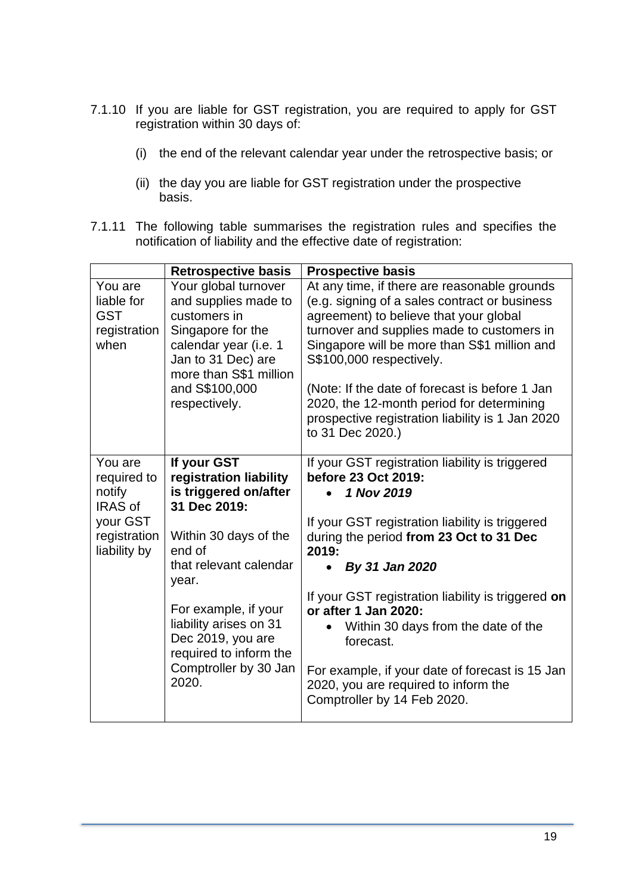7.1.10 If you are liable for GST registration, you are required to apply for GST registration within 30 days of:

(i) the end of the relevant calendar year under the retrospective basis; or

(ii) the day you are liable for GST registration under the prospective basis.

7.1.11 The following table summarises the registration rules and specifies the notification of liability and the effective date of registration:

| | **Retrospective basis** | **Prospective basis** |
|---|---|---|
| You are liable for GST registration when | Your global turnover and supplies made to customers in Singapore for the calendar year (i.e. 1 Jan to 31 Dec) are more than S$1 million and S$100,000 respectively. | At any time, if there are reasonable grounds (e.g. signing of a sales contract or business agreement) to believe that your global turnover and supplies made to customers in Singapore will be more than S$1 million and S$100,000 respectively.<br><br>(Note: If the date of forecast is before 1 Jan 2020, the 12-month period for determining prospective registration liability is 1 Jan 2020 to 31 Dec 2020.) |
| You are required to notify IRAS of your GST registration liability by | **If your GST registration liability is triggered on/after 31 Dec 2019:**<br><br>Within 30 days of the end of that relevant calendar year.<br><br>For example, if your liability arises on 31 Dec 2019, you are required to inform the Comptroller by 30 Jan 2020. | If your GST registration liability is triggered **before 23 Oct 2019:**<br>• ***1 Nov 2019***<br><br>If your GST registration liability is triggered during the period **from 23 Oct to 31 Dec 2019:**<br>• ***By 31 Jan 2020***<br><br>If your GST registration liability is triggered **on or after 1 Jan 2020:**<br>• Within 30 days from the date of the forecast.<br><br>For example, if your date of forecast is 15 Jan 2020, you are required to inform the Comptroller by 14 Feb 2020. |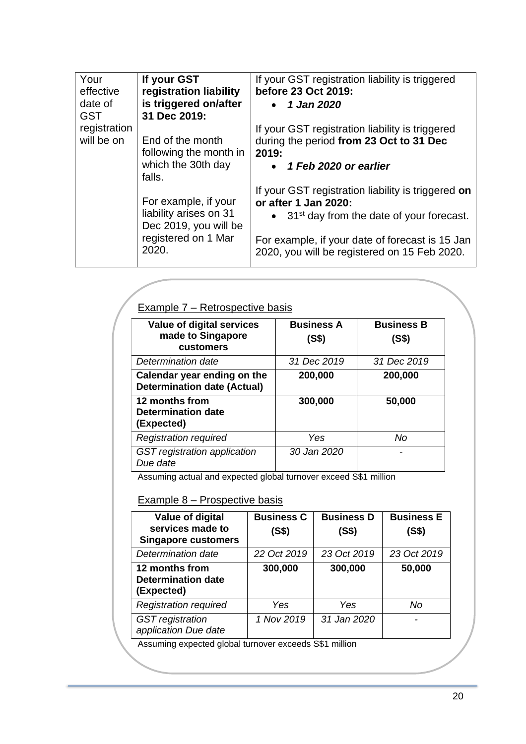| Your effective date of GST registration will be on | **If your GST registration liability is triggered on/after 31 Dec 2019:** <br><br> End of the month following the month in which the 30th day falls. <br><br> For example, if your liability arises on 31 Dec 2019, you will be registered on 1 Mar 2020. | If your GST registration liability is triggered **before 23 Oct 2019:** <br> • ***1 Jan 2020*** <br><br> If your GST registration liability is triggered during the period **from 23 Oct to 31 Dec 2019:** <br> • ***1 Feb 2020 or earlier*** <br><br> If your GST registration liability is triggered **on or after 1 Jan 2020:** <br> • 31st day from the date of your forecast. <br><br> For example, if your date of forecast is 15 Jan 2020, you will be registered on 15 Feb 2020. |
|---|---|---|

Example 7 – Retrospective basis

| Value of digital services made to Singapore customers | Business A (S$) | Business B (S$) |
|---|---|---|
| *Determination date* | *31 Dec 2019* | *31 Dec 2019* |
| **Calendar year ending on the Determination date (Actual)** | **200,000** | **200,000** |
| **12 months from Determination date (Expected)** | **300,000** | **50,000** |
| *Registration required* | *Yes* | *No* |
| *GST registration application Due date* | *30 Jan 2020* | - |

Assuming actual and expected global turnover exceed S$1 million

Example 8 – Prospective basis

| Value of digital services made to Singapore customers | Business C (S$) | Business D (S$) | Business E (S$) |
|---|---|---|---|
| *Determination date* | *22 Oct 2019* | *23 Oct 2019* | *23 Oct 2019* |
| **12 months from Determination date (Expected)** | **300,000** | **300,000** | **50,000** |
| *Registration required* | *Yes* | *Yes* | *No* |
| *GST registration application Due date* | *1 Nov 2019* | *31 Jan 2020* | - |

Assuming expected global turnover exceeds S$1 million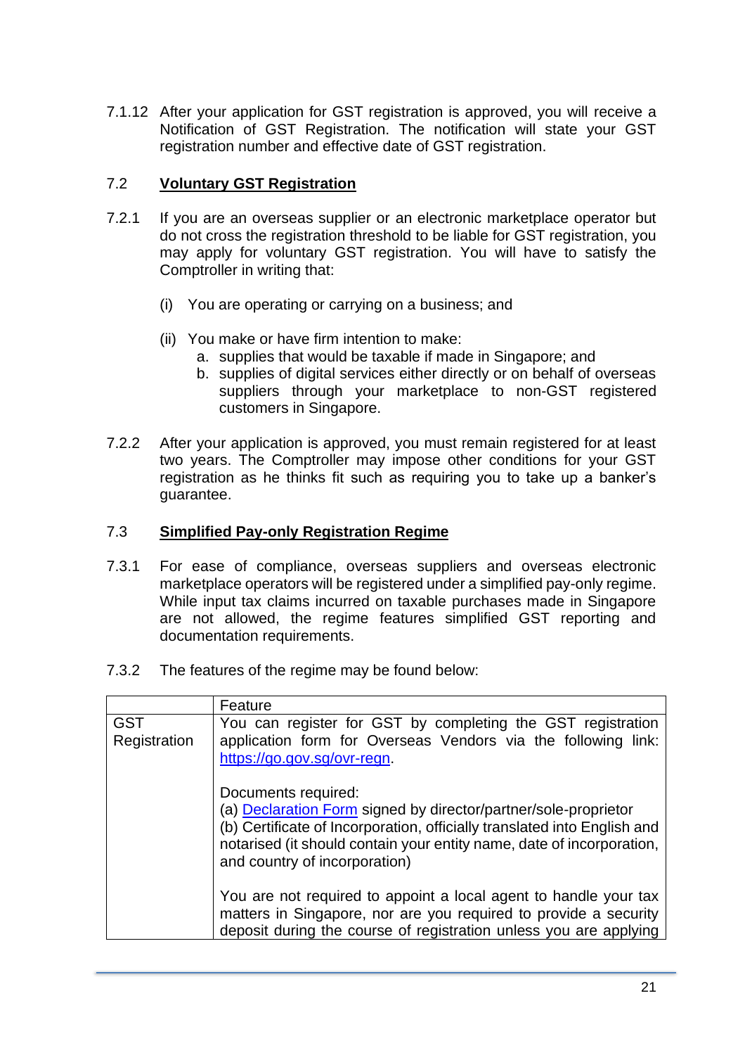7.1.12 After your application for GST registration is approved, you will receive a Notification of GST Registration. The notification will state your GST registration number and effective date of GST registration.

## 7.2 **Voluntary GST Registration**

7.2.1 If you are an overseas supplier or an electronic marketplace operator but do not cross the registration threshold to be liable for GST registration, you may apply for voluntary GST registration. You will have to satisfy the Comptroller in writing that:

(i) You are operating or carrying on a business; and

(ii) You make or have firm intention to make:
   a. supplies that would be taxable if made in Singapore; and
   b. supplies of digital services either directly or on behalf of overseas suppliers through your marketplace to non-GST registered customers in Singapore.

7.2.2 After your application is approved, you must remain registered for at least two years. The Comptroller may impose other conditions for your GST registration as he thinks fit such as requiring you to take up a banker's guarantee.

## 7.3 **Simplified Pay-only Registration Regime**

7.3.1 For ease of compliance, overseas suppliers and overseas electronic marketplace operators will be registered under a simplified pay-only regime. While input tax claims incurred on taxable purchases made in Singapore are not allowed, the regime features simplified GST reporting and documentation requirements.

7.3.2 The features of the regime may be found below:

| | Feature |
|---|---|
| GST Registration | You can register for GST by completing the GST registration application form for Overseas Vendors via the following link: [https://go.gov.sg/ovr-regn](https://go.gov.sg/ovr-regn).<br><br>Documents required:<br>(a) [Declaration Form](#) signed by director/partner/sole-proprietor<br>(b) Certificate of Incorporation, officially translated into English and notarised (it should contain your entity name, date of incorporation, and country of incorporation)<br><br>You are not required to appoint a local agent to handle your tax matters in Singapore, nor are you required to provide a security deposit during the course of registration unless you are applying |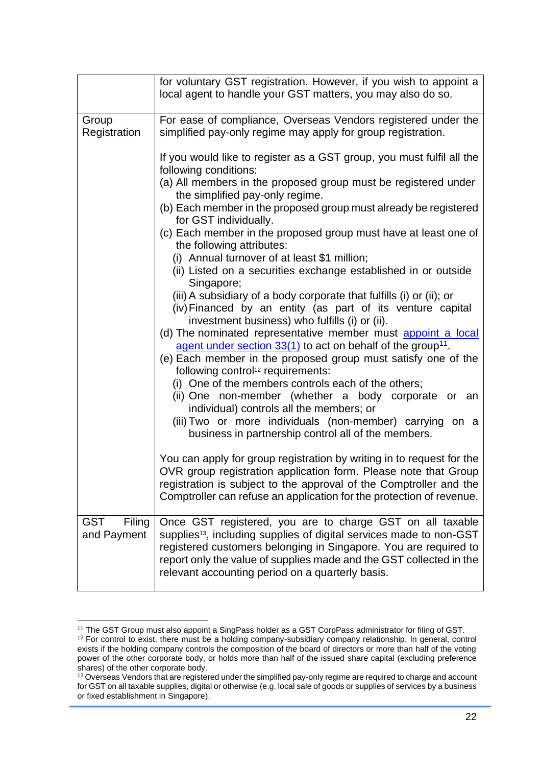|  |  |
|---|---|
|  | for voluntary GST registration. However, if you wish to appoint a local agent to handle your GST matters, you may also do so. |
| Group Registration | For ease of compliance, Overseas Vendors registered under the simplified pay-only regime may apply for group registration.<br><br>If you would like to register as a GST group, you must fulfil all the following conditions:<br>(a) All members in the proposed group must be registered under the simplified pay-only regime.<br>(b) Each member in the proposed group must already be registered for GST individually.<br>(c) Each member in the proposed group must have at least one of the following attributes:<br>(i) Annual turnover of at least $1 million;<br>(ii) Listed on a securities exchange established in or outside Singapore;<br>(iii) A subsidiary of a body corporate that fulfills (i) or (ii); or<br>(iv) Financed by an entity (as part of its venture capital investment business) who fulfills (i) or (ii).<br>(d) The nominated representative member must [appoint a local agent under section 33(1)]() to act on behalf of the group[11].<br>(e) Each member in the proposed group must satisfy one of the following control[12] requirements:<br>(i) One of the members controls each of the others;<br>(ii) One non-member (whether a body corporate or an individual) controls all the members; or<br>(iii) Two or more individuals (non-member) carrying on a business in partnership control all of the members.<br><br>You can apply for group registration by writing in to request for the OVR group registration application form. Please note that Group registration is subject to the approval of the Comptroller and the Comptroller can refuse an application for the protection of revenue. |
| GST Filing and Payment | Once GST registered, you are to charge GST on all taxable supplies[13], including supplies of digital services made to non-GST registered customers belonging in Singapore. You are required to report only the value of supplies made and the GST collected in the relevant accounting period on a quarterly basis. |

[11] The GST Group must also appoint a SingPass holder as a GST CorpPass administrator for filing of GST.

[12] For control to exist, there must be a holding company-subsidiary company relationship. In general, control exists if the holding company controls the composition of the board of directors or more than half of the voting power of the other corporate body, or holds more than half of the issued share capital (excluding preference shares) of the other corporate body.

[13] Overseas Vendors that are registered under the simplified pay-only regime are required to charge and account for GST on all taxable supplies, digital or otherwise (e.g. local sale of goods or supplies of services by a business or fixed establishment in Singapore).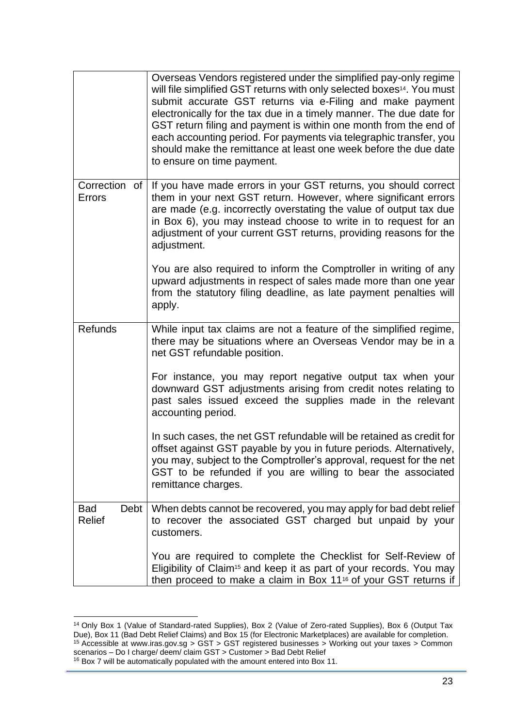| | |
|---|---|
| | Overseas Vendors registered under the simplified pay-only regime will file simplified GST returns with only selected boxes[14]. You must submit accurate GST returns via e-Filing and make payment electronically for the tax due in a timely manner. The due date for GST return filing and payment is within one month from the end of each accounting period. For payments via telegraphic transfer, you should make the remittance at least one week before the due date to ensure on time payment. |
| Correction of Errors | If you have made errors in your GST returns, you should correct them in your next GST return. However, where significant errors are made (e.g. incorrectly overstating the value of output tax due in Box 6), you may instead choose to write in to request for an adjustment of your current GST returns, providing reasons for the adjustment.<br><br>You are also required to inform the Comptroller in writing of any upward adjustments in respect of sales made more than one year from the statutory filing deadline, as late payment penalties will apply. |
| Refunds | While input tax claims are not a feature of the simplified regime, there may be situations where an Overseas Vendor may be in a net GST refundable position.<br><br>For instance, you may report negative output tax when your downward GST adjustments arising from credit notes relating to past sales issued exceed the supplies made in the relevant accounting period.<br><br>In such cases, the net GST refundable will be retained as credit for offset against GST payable by you in future periods. Alternatively, you may, subject to the Comptroller's approval, request for the net GST to be refunded if you are willing to bear the associated remittance charges. |
| Bad Debt Relief | When debts cannot be recovered, you may apply for bad debt relief to recover the associated GST charged but unpaid by your customers.<br><br>You are required to complete the Checklist for Self-Review of Eligibility of Claim[15] and keep it as part of your records. You may then proceed to make a claim in Box 11[16] of your GST returns if |

[14] Only Box 1 (Value of Standard-rated Supplies), Box 2 (Value of Zero-rated Supplies), Box 6 (Output Tax Due), Box 11 (Bad Debt Relief Claims) and Box 15 (for Electronic Marketplaces) are available for completion.

[15] Accessible at www.iras.gov.sg > GST > GST registered businesses > Working out your taxes > Common scenarios – Do I charge/ deem/ claim GST > Customer > Bad Debt Relief

[16] Box 7 will be automatically populated with the amount entered into Box 11.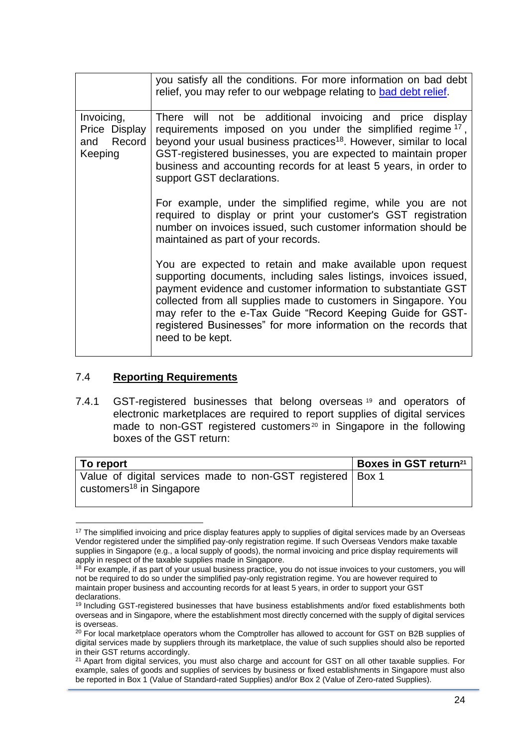|  | you satisfy all the conditions. For more information on bad debt relief, you may refer to our webpage relating to bad debt relief. |
| --- | --- |
| Invoicing, Price Display and Record Keeping | There will not be additional invoicing and price display requirements imposed on you under the simplified regime[17], beyond your usual business practices[18]. However, similar to local GST-registered businesses, you are expected to maintain proper business and accounting records for at least 5 years, in order to support GST declarations.<br><br>For example, under the simplified regime, while you are not required to display or print your customer's GST registration number on invoices issued, such customer information should be maintained as part of your records.<br><br>You are expected to retain and make available upon request supporting documents, including sales listings, invoices issued, payment evidence and customer information to substantiate GST collected from all supplies made to customers in Singapore. You may refer to the e-Tax Guide "Record Keeping Guide for GST-registered Businesses" for more information on the records that need to be kept. |

## 7.4 **Reporting Requirements**

7.4.1 GST-registered businesses that belong overseas[19] and operators of electronic marketplaces are required to report supplies of digital services made to non-GST registered customers[20] in Singapore in the following boxes of the GST return:

| To report | Boxes in GST return[21] |
| --- | --- |
| Value of digital services made to non-GST registered customers[18] in Singapore | Box 1 |

---

[17] The simplified invoicing and price display features apply to supplies of digital services made by an Overseas Vendor registered under the simplified pay-only registration regime. If such Overseas Vendors make taxable supplies in Singapore (e.g., a local supply of goods), the normal invoicing and price display requirements will apply in respect of the taxable supplies made in Singapore.

[18] For example, if as part of your usual business practice, you do not issue invoices to your customers, you will not be required to do so under the simplified pay-only registration regime. You are however required to maintain proper business and accounting records for at least 5 years, in order to support your GST declarations.

[19] Including GST-registered businesses that have business establishments and/or fixed establishments both overseas and in Singapore, where the establishment most directly concerned with the supply of digital services is overseas.

[20] For local marketplace operators whom the Comptroller has allowed to account for GST on B2B supplies of digital services made by suppliers through its marketplace, the value of such supplies should also be reported in their GST returns accordingly.

[21] Apart from digital services, you must also charge and account for GST on all other taxable supplies. For example, sales of goods and supplies of services by business or fixed establishments in Singapore must also be reported in Box 1 (Value of Standard-rated Supplies) and/or Box 2 (Value of Zero-rated Supplies).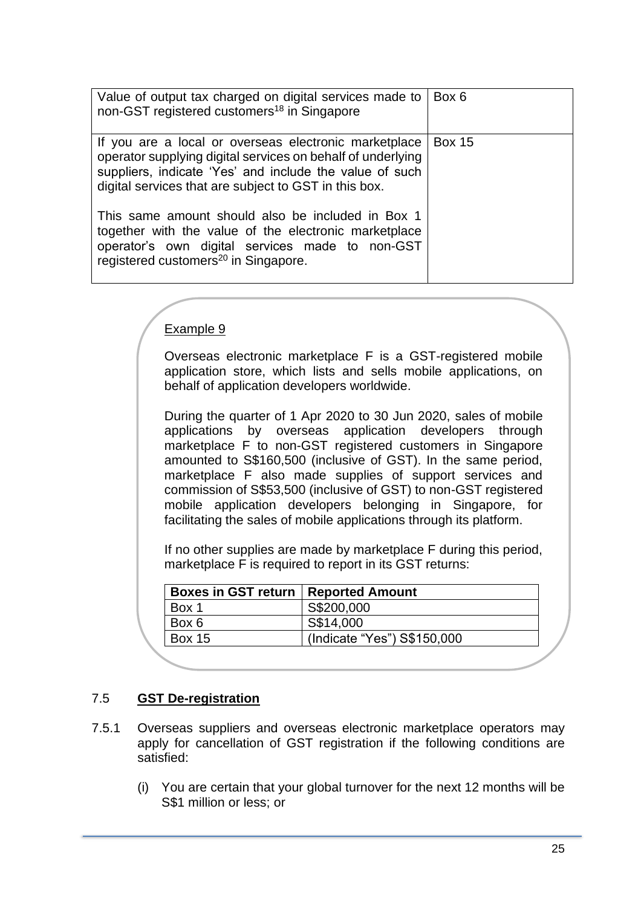| | |
|---|---|
| Value of output tax charged on digital services made to non-GST registered customers[18] in Singapore | Box 6 |
| If you are a local or overseas electronic marketplace operator supplying digital services on behalf of underlying suppliers, indicate 'Yes' and include the value of such digital services that are subject to GST in this box.<br><br>This same amount should also be included in Box 1 together with the value of the electronic marketplace operator's own digital services made to non-GST registered customers[20] in Singapore. | Box 15 |

Example 9

Overseas electronic marketplace F is a GST-registered mobile application store, which lists and sells mobile applications, on behalf of application developers worldwide.

During the quarter of 1 Apr 2020 to 30 Jun 2020, sales of mobile applications by overseas application developers through marketplace F to non-GST registered customers in Singapore amounted to S$160,500 (inclusive of GST). In the same period, marketplace F also made supplies of support services and commission of S$53,500 (inclusive of GST) to non-GST registered mobile application developers belonging in Singapore, for facilitating the sales of mobile applications through its platform.

If no other supplies are made by marketplace F during this period, marketplace F is required to report in its GST returns:

| Boxes in GST return | Reported Amount |
|---|---|
| Box 1 | S$200,000 |
| Box 6 | S$14,000 |
| Box 15 | (Indicate "Yes") S$150,000 |

## 7.5 **GST De-registration**

7.5.1 Overseas suppliers and overseas electronic marketplace operators may apply for cancellation of GST registration if the following conditions are satisfied:

(i) You are certain that your global turnover for the next 12 months will be S$1 million or less; or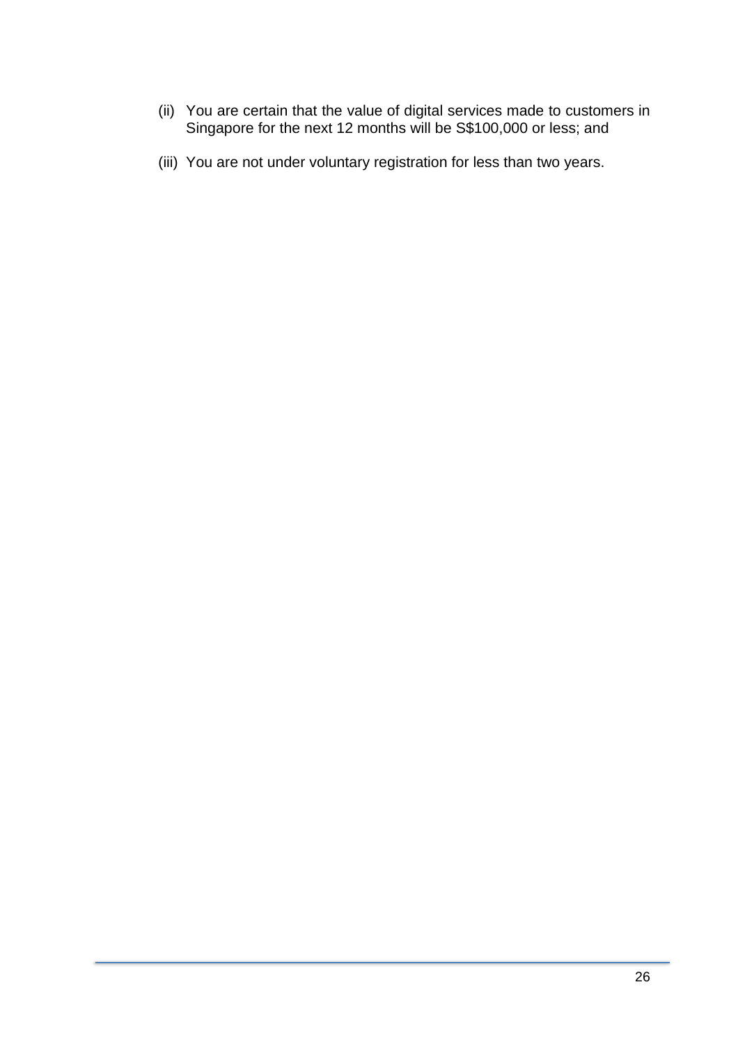(ii) You are certain that the value of digital services made to customers in Singapore for the next 12 months will be S$100,000 or less; and

(iii) You are not under voluntary registration for less than two years.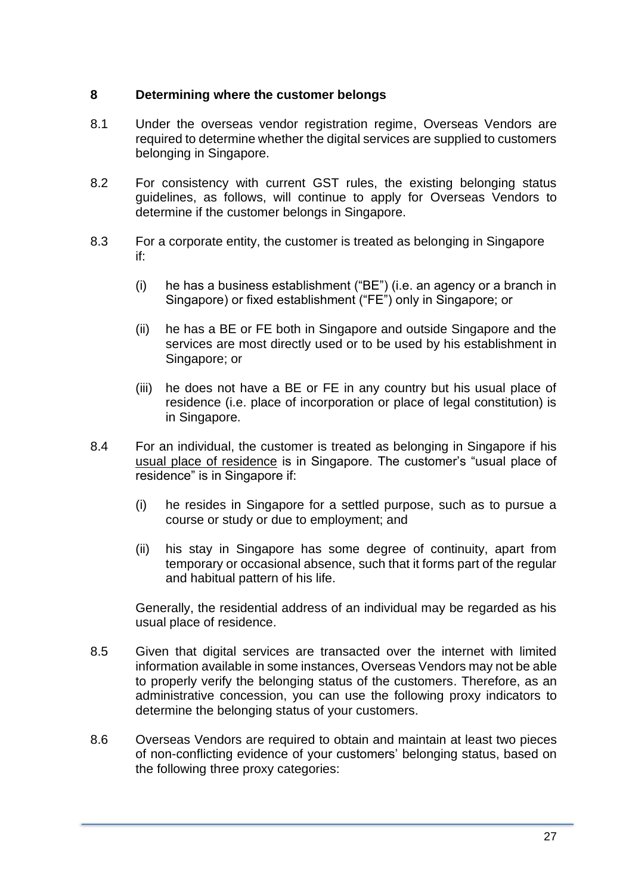## 8 Determining where the customer belongs

8.1 Under the overseas vendor registration regime, Overseas Vendors are required to determine whether the digital services are supplied to customers belonging in Singapore.

8.2 For consistency with current GST rules, the existing belonging status guidelines, as follows, will continue to apply for Overseas Vendors to determine if the customer belongs in Singapore.

8.3 For a corporate entity, the customer is treated as belonging in Singapore if:

(i) he has a business establishment ("BE") (i.e. an agency or a branch in Singapore) or fixed establishment ("FE") only in Singapore; or

(ii) he has a BE or FE both in Singapore and outside Singapore and the services are most directly used or to be used by his establishment in Singapore; or

(iii) he does not have a BE or FE in any country but his usual place of residence (i.e. place of incorporation or place of legal constitution) is in Singapore.

8.4 For an individual, the customer is treated as belonging in Singapore if his usual place of residence is in Singapore. The customer's "usual place of residence" is in Singapore if:

(i) he resides in Singapore for a settled purpose, such as to pursue a course or study or due to employment; and

(ii) his stay in Singapore has some degree of continuity, apart from temporary or occasional absence, such that it forms part of the regular and habitual pattern of his life.

Generally, the residential address of an individual may be regarded as his usual place of residence.

8.5 Given that digital services are transacted over the internet with limited information available in some instances, Overseas Vendors may not be able to properly verify the belonging status of the customers. Therefore, as an administrative concession, you can use the following proxy indicators to determine the belonging status of your customers.

8.6 Overseas Vendors are required to obtain and maintain at least two pieces of non-conflicting evidence of your customers' belonging status, based on the following three proxy categories: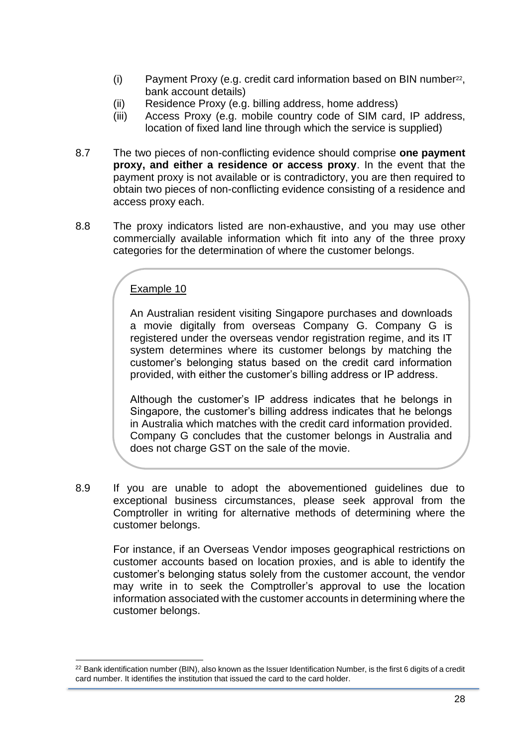(i) Payment Proxy (e.g. credit card information based on BIN number[22], bank account details)
(ii) Residence Proxy (e.g. billing address, home address)
(iii) Access Proxy (e.g. mobile country code of SIM card, IP address, location of fixed land line through which the service is supplied)

8.7 The two pieces of non-conflicting evidence should comprise **one payment proxy, and either a residence or access proxy**. In the event that the payment proxy is not available or is contradictory, you are then required to obtain two pieces of non-conflicting evidence consisting of a residence and access proxy each.

8.8 The proxy indicators listed are non-exhaustive, and you may use other commercially available information which fit into any of the three proxy categories for the determination of where the customer belongs.

> Example 10
>
> An Australian resident visiting Singapore purchases and downloads a movie digitally from overseas Company G. Company G is registered under the overseas vendor registration regime, and its IT system determines where its customer belongs by matching the customer's belonging status based on the credit card information provided, with either the customer's billing address or IP address.
>
> Although the customer's IP address indicates that he belongs in Singapore, the customer's billing address indicates that he belongs in Australia which matches with the credit card information provided. Company G concludes that the customer belongs in Australia and does not charge GST on the sale of the movie.

8.9 If you are unable to adopt the abovementioned guidelines due to exceptional business circumstances, please seek approval from the Comptroller in writing for alternative methods of determining where the customer belongs.

For instance, if an Overseas Vendor imposes geographical restrictions on customer accounts based on location proxies, and is able to identify the customer's belonging status solely from the customer account, the vendor may write in to seek the Comptroller's approval to use the location information associated with the customer accounts in determining where the customer belongs.

---

[22] Bank identification number (BIN), also known as the Issuer Identification Number, is the first 6 digits of a credit card number. It identifies the institution that issued the card to the card holder.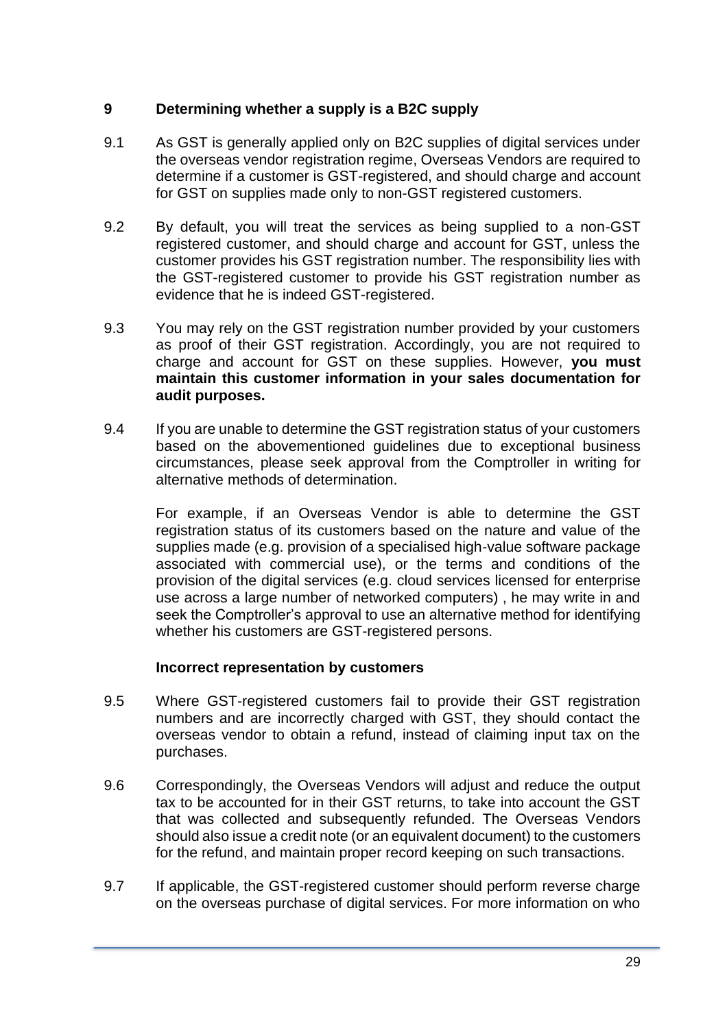## 9 Determining whether a supply is a B2C supply

9.1 As GST is generally applied only on B2C supplies of digital services under the overseas vendor registration regime, Overseas Vendors are required to determine if a customer is GST-registered, and should charge and account for GST on supplies made only to non-GST registered customers.

9.2 By default, you will treat the services as being supplied to a non-GST registered customer, and should charge and account for GST, unless the customer provides his GST registration number. The responsibility lies with the GST-registered customer to provide his GST registration number as evidence that he is indeed GST-registered.

9.3 You may rely on the GST registration number provided by your customers as proof of their GST registration. Accordingly, you are not required to charge and account for GST on these supplies. However, **you must maintain this customer information in your sales documentation for audit purposes.**

9.4 If you are unable to determine the GST registration status of your customers based on the abovementioned guidelines due to exceptional business circumstances, please seek approval from the Comptroller in writing for alternative methods of determination.

For example, if an Overseas Vendor is able to determine the GST registration status of its customers based on the nature and value of the supplies made (e.g. provision of a specialised high-value software package associated with commercial use), or the terms and conditions of the provision of the digital services (e.g. cloud services licensed for enterprise use across a large number of networked computers) , he may write in and seek the Comptroller's approval to use an alternative method for identifying whether his customers are GST-registered persons.

### Incorrect representation by customers

9.5 Where GST-registered customers fail to provide their GST registration numbers and are incorrectly charged with GST, they should contact the overseas vendor to obtain a refund, instead of claiming input tax on the purchases.

9.6 Correspondingly, the Overseas Vendors will adjust and reduce the output tax to be accounted for in their GST returns, to take into account the GST that was collected and subsequently refunded. The Overseas Vendors should also issue a credit note (or an equivalent document) to the customers for the refund, and maintain proper record keeping on such transactions.

9.7 If applicable, the GST-registered customer should perform reverse charge on the overseas purchase of digital services. For more information on who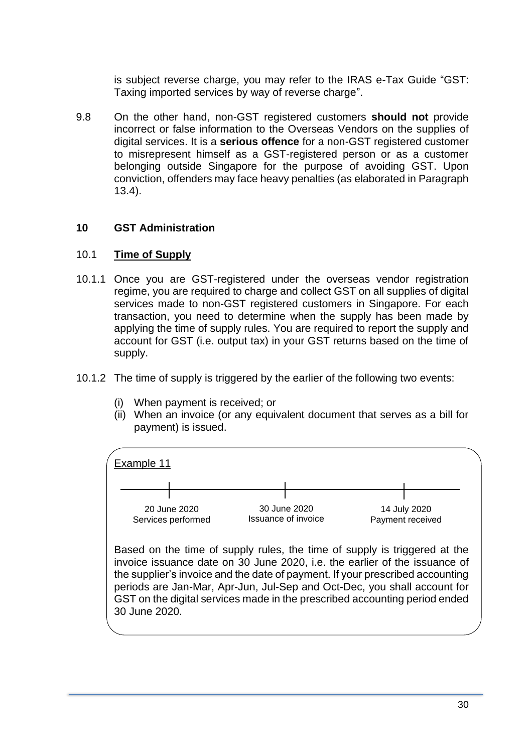is subject reverse charge, you may refer to the IRAS e-Tax Guide "GST: Taxing imported services by way of reverse charge".

9.8 On the other hand, non-GST registered customers **should not** provide incorrect or false information to the Overseas Vendors on the supplies of digital services. It is a **serious offence** for a non-GST registered customer to misrepresent himself as a GST-registered person or as a customer belonging outside Singapore for the purpose of avoiding GST. Upon conviction, offenders may face heavy penalties (as elaborated in Paragraph 13.4).

## 10 GST Administration

### 10.1 Time of Supply

10.1.1 Once you are GST-registered under the overseas vendor registration regime, you are required to charge and collect GST on all supplies of digital services made to non-GST registered customers in Singapore. For each transaction, you need to determine when the supply has been made by applying the time of supply rules. You are required to report the supply and account for GST (i.e. output tax) in your GST returns based on the time of supply.

10.1.2 The time of supply is triggered by the earlier of the following two events:

(i) When payment is received; or
(ii) When an invoice (or any equivalent document that serves as a bill for payment) is issued.

Example 11

| 20 June 2020 | 30 June 2020 | 14 July 2020 |
| --- | --- | --- |
| Services performed | Issuance of invoice | Payment received |

Based on the time of supply rules, the time of supply is triggered at the invoice issuance date on 30 June 2020, i.e. the earlier of the issuance of the supplier's invoice and the date of payment. If your prescribed accounting periods are Jan-Mar, Apr-Jun, Jul-Sep and Oct-Dec, you shall account for GST on the digital services made in the prescribed accounting period ended 30 June 2020.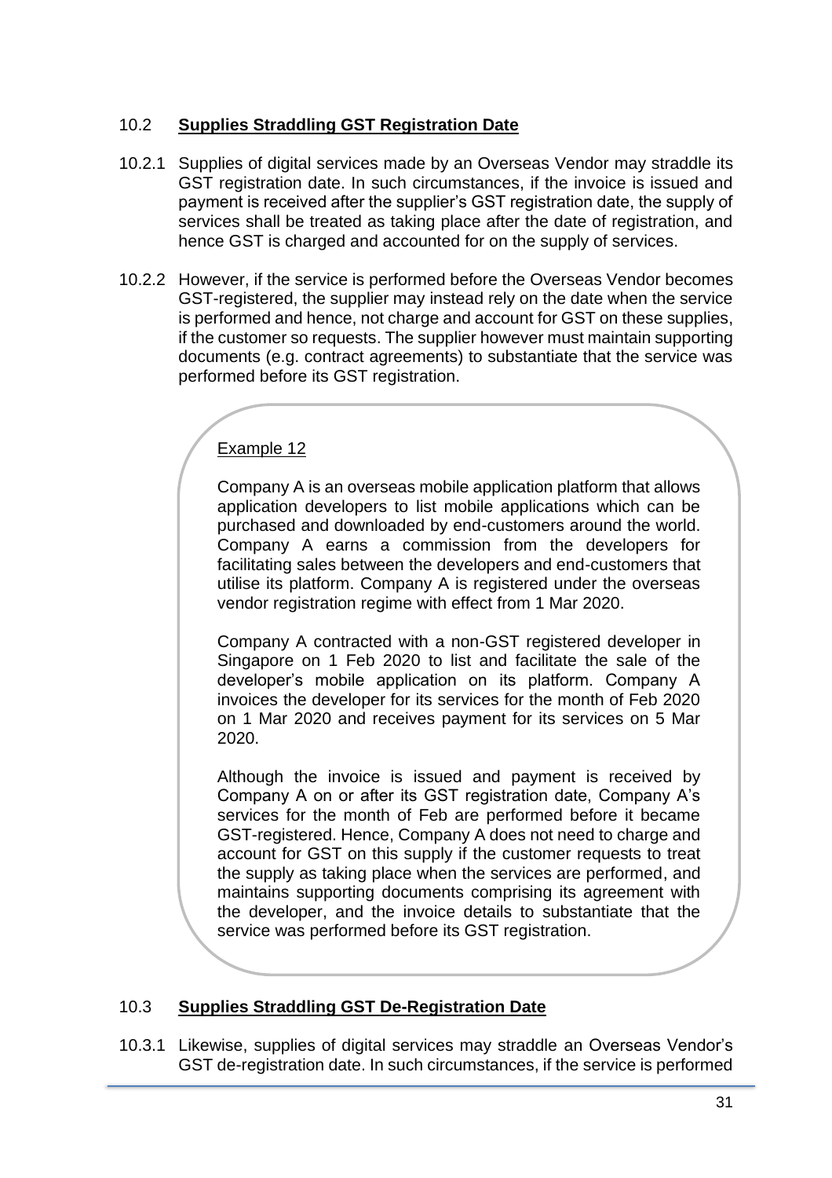## 10.2 **Supplies Straddling GST Registration Date**

10.2.1 Supplies of digital services made by an Overseas Vendor may straddle its GST registration date. In such circumstances, if the invoice is issued and payment is received after the supplier's GST registration date, the supply of services shall be treated as taking place after the date of registration, and hence GST is charged and accounted for on the supply of services.

10.2.2 However, if the service is performed before the Overseas Vendor becomes GST-registered, the supplier may instead rely on the date when the service is performed and hence, not charge and account for GST on these supplies, if the customer so requests. The supplier however must maintain supporting documents (e.g. contract agreements) to substantiate that the service was performed before its GST registration.

> Example 12
>
> Company A is an overseas mobile application platform that allows application developers to list mobile applications which can be purchased and downloaded by end-customers around the world. Company A earns a commission from the developers for facilitating sales between the developers and end-customers that utilise its platform. Company A is registered under the overseas vendor registration regime with effect from 1 Mar 2020.
>
> Company A contracted with a non-GST registered developer in Singapore on 1 Feb 2020 to list and facilitate the sale of the developer's mobile application on its platform. Company A invoices the developer for its services for the month of Feb 2020 on 1 Mar 2020 and receives payment for its services on 5 Mar 2020.
>
> Although the invoice is issued and payment is received by Company A on or after its GST registration date, Company A's services for the month of Feb are performed before it became GST-registered. Hence, Company A does not need to charge and account for GST on this supply if the customer requests to treat the supply as taking place when the services are performed, and maintains supporting documents comprising its agreement with the developer, and the invoice details to substantiate that the service was performed before its GST registration.

## 10.3 **Supplies Straddling GST De-Registration Date**

10.3.1 Likewise, supplies of digital services may straddle an Overseas Vendor's GST de-registration date. In such circumstances, if the service is performed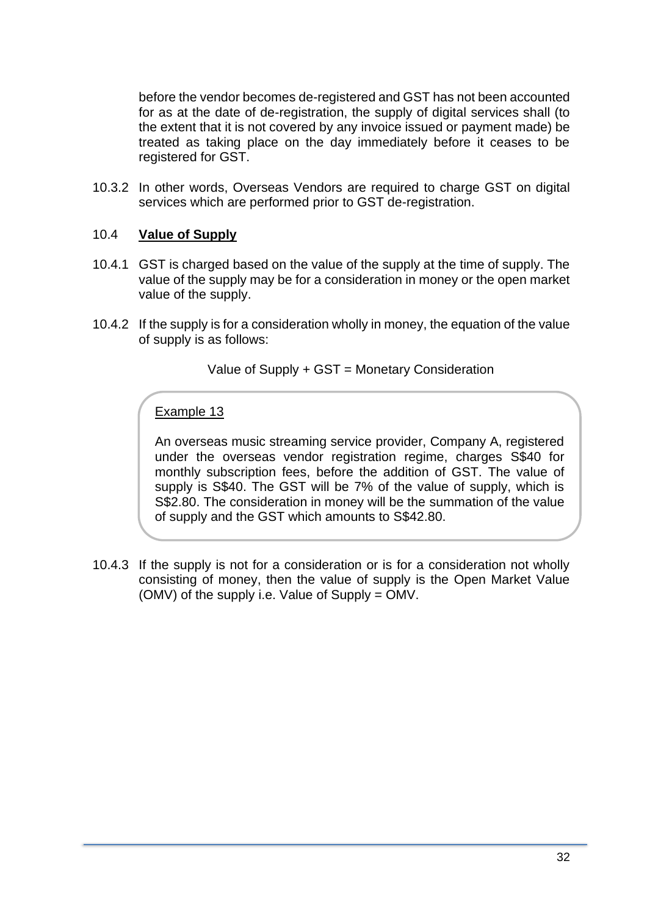before the vendor becomes de-registered and GST has not been accounted for as at the date of de-registration, the supply of digital services shall (to the extent that it is not covered by any invoice issued or payment made) be treated as taking place on the day immediately before it ceases to be registered for GST.

10.3.2 In other words, Overseas Vendors are required to charge GST on digital services which are performed prior to GST de-registration.

## 10.4 Value of Supply

10.4.1 GST is charged based on the value of the supply at the time of supply. The value of the supply may be for a consideration in money or the open market value of the supply.

10.4.2 If the supply is for a consideration wholly in money, the equation of the value of supply is as follows:

Value of Supply + GST = Monetary Consideration

> Example 13
>
> An overseas music streaming service provider, Company A, registered under the overseas vendor registration regime, charges S$40 for monthly subscription fees, before the addition of GST. The value of supply is S$40. The GST will be 7% of the value of supply, which is S$2.80. The consideration in money will be the summation of the value of supply and the GST which amounts to S$42.80.

10.4.3 If the supply is not for a consideration or is for a consideration not wholly consisting of money, then the value of supply is the Open Market Value (OMV) of the supply i.e. Value of Supply = OMV.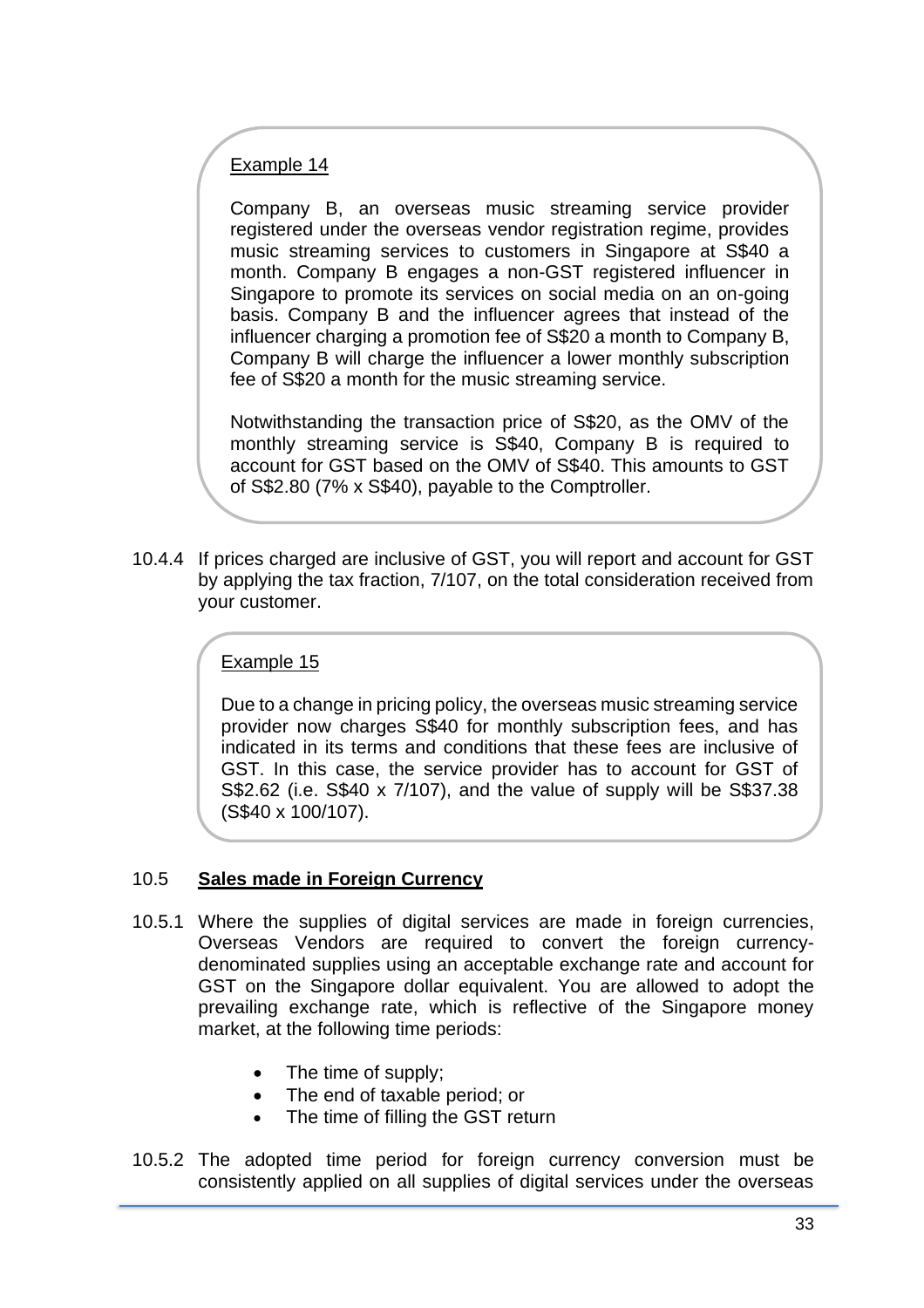Example 14

Company B, an overseas music streaming service provider registered under the overseas vendor registration regime, provides music streaming services to customers in Singapore at S$40 a month. Company B engages a non-GST registered influencer in Singapore to promote its services on social media on an on-going basis. Company B and the influencer agrees that instead of the influencer charging a promotion fee of S$20 a month to Company B, Company B will charge the influencer a lower monthly subscription fee of S$20 a month for the music streaming service.

Notwithstanding the transaction price of S$20, as the OMV of the monthly streaming service is S$40, Company B is required to account for GST based on the OMV of S$40. This amounts to GST of S$2.80 (7% x S$40), payable to the Comptroller.

10.4.4 If prices charged are inclusive of GST, you will report and account for GST by applying the tax fraction, 7/107, on the total consideration received from your customer.

Example 15

Due to a change in pricing policy, the overseas music streaming service provider now charges S$40 for monthly subscription fees, and has indicated in its terms and conditions that these fees are inclusive of GST. In this case, the service provider has to account for GST of S$2.62 (i.e. S$40 x 7/107), and the value of supply will be S$37.38 (S$40 x 100/107).

## 10.5 Sales made in Foreign Currency

10.5.1 Where the supplies of digital services are made in foreign currencies, Overseas Vendors are required to convert the foreign currency-denominated supplies using an acceptable exchange rate and account for GST on the Singapore dollar equivalent. You are allowed to adopt the prevailing exchange rate, which is reflective of the Singapore money market, at the following time periods:

- The time of supply;
- The end of taxable period; or
- The time of filling the GST return

10.5.2 The adopted time period for foreign currency conversion must be consistently applied on all supplies of digital services under the overseas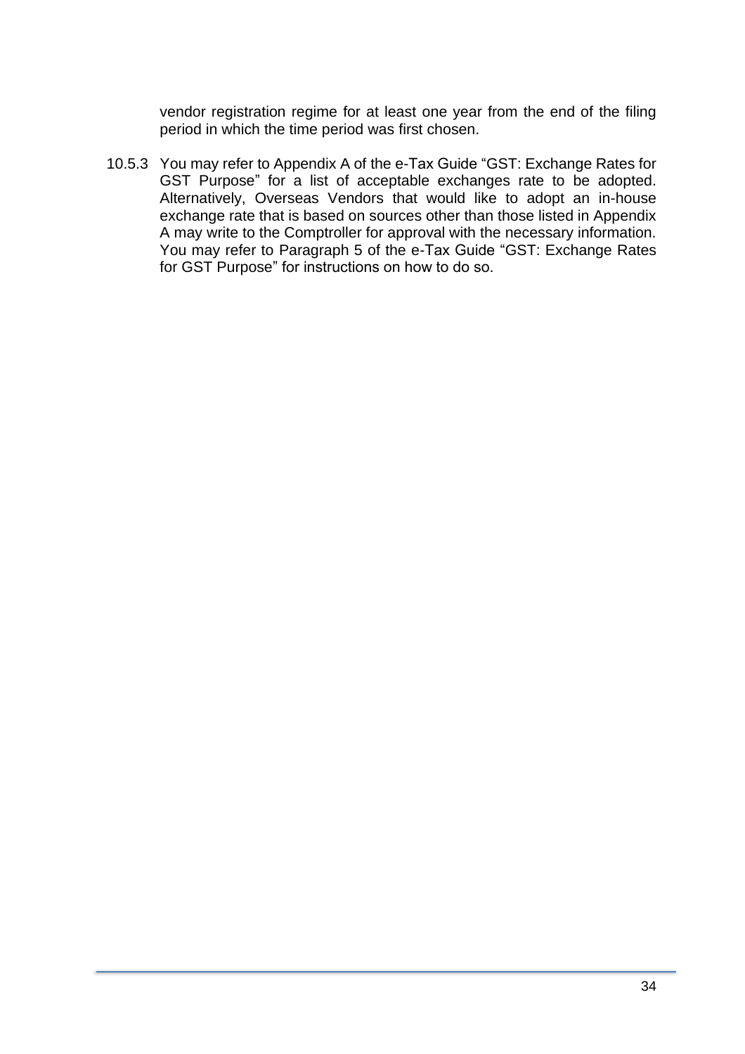vendor registration regime for at least one year from the end of the filing period in which the time period was first chosen.

10.5.3 You may refer to Appendix A of the e-Tax Guide "GST: Exchange Rates for GST Purpose" for a list of acceptable exchanges rate to be adopted. Alternatively, Overseas Vendors that would like to adopt an in-house exchange rate that is based on sources other than those listed in Appendix A may write to the Comptroller for approval with the necessary information. You may refer to Paragraph 5 of the e-Tax Guide "GST: Exchange Rates for GST Purpose" for instructions on how to do so.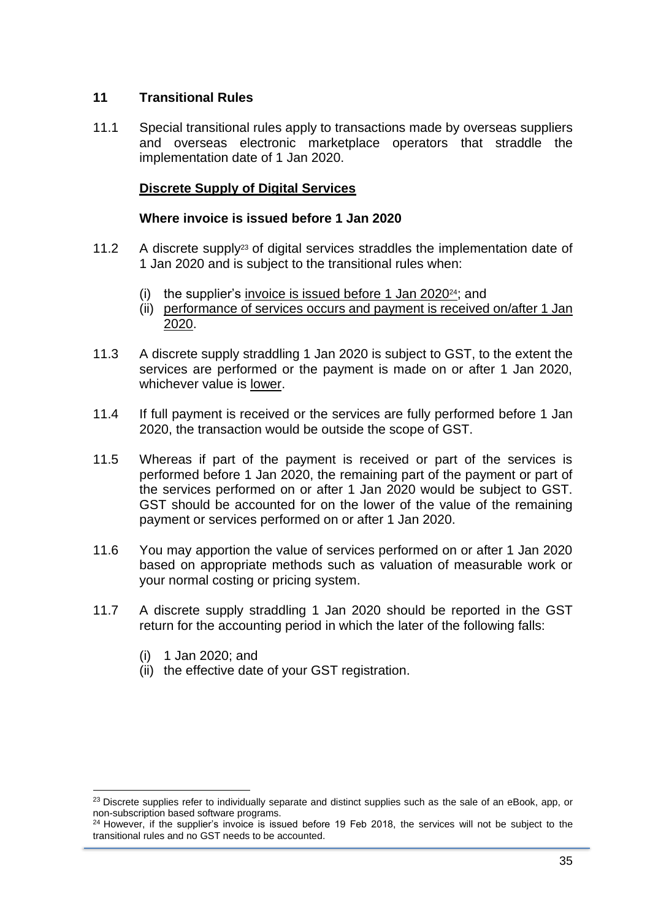## 11 Transitional Rules

11.1 Special transitional rules apply to transactions made by overseas suppliers and overseas electronic marketplace operators that straddle the implementation date of 1 Jan 2020.

**Discrete Supply of Digital Services**

**Where invoice is issued before 1 Jan 2020**

11.2 A discrete supply[23] of digital services straddles the implementation date of 1 Jan 2020 and is subject to the transitional rules when:

(i) the supplier's invoice is issued before 1 Jan 2020[24]; and
(ii) performance of services occurs and payment is received on/after 1 Jan 2020.

11.3 A discrete supply straddling 1 Jan 2020 is subject to GST, to the extent the services are performed or the payment is made on or after 1 Jan 2020, whichever value is lower.

11.4 If full payment is received or the services are fully performed before 1 Jan 2020, the transaction would be outside the scope of GST.

11.5 Whereas if part of the payment is received or part of the services is performed before 1 Jan 2020, the remaining part of the payment or part of the services performed on or after 1 Jan 2020 would be subject to GST. GST should be accounted for on the lower of the value of the remaining payment or services performed on or after 1 Jan 2020.

11.6 You may apportion the value of services performed on or after 1 Jan 2020 based on appropriate methods such as valuation of measurable work or your normal costing or pricing system.

11.7 A discrete supply straddling 1 Jan 2020 should be reported in the GST return for the accounting period in which the later of the following falls:

(i) 1 Jan 2020; and
(ii) the effective date of your GST registration.

---

[23] Discrete supplies refer to individually separate and distinct supplies such as the sale of an eBook, app, or non-subscription based software programs.

[24] However, if the supplier's invoice is issued before 19 Feb 2018, the services will not be subject to the transitional rules and no GST needs to be accounted.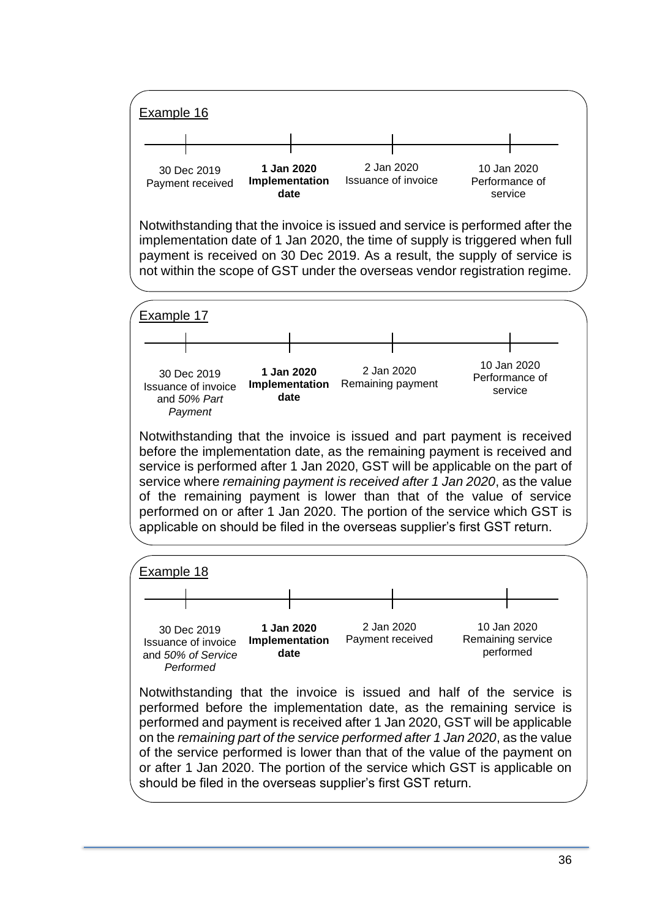Example 16

| 30 Dec 2019 | **1 Jan 2020** | 2 Jan 2020 | 10 Jan 2020 |
|---|---|---|---|
| Payment received | **Implementation date** | Issuance of invoice | Performance of service |

Notwithstanding that the invoice is issued and service is performed after the implementation date of 1 Jan 2020, the time of supply is triggered when full payment is received on 30 Dec 2019. As a result, the supply of service is not within the scope of GST under the overseas vendor registration regime.

Example 17

| 30 Dec 2019 | **1 Jan 2020** | 2 Jan 2020 | 10 Jan 2020 |
|---|---|---|---|
| Issuance of invoice and *50% Part Payment* | **Implementation date** | Remaining payment | Performance of service |

Notwithstanding that the invoice is issued and part payment is received before the implementation date, as the remaining payment is received and service is performed after 1 Jan 2020, GST will be applicable on the part of service where *remaining payment is received after 1 Jan 2020*, as the value of the remaining payment is lower than that of the value of service performed on or after 1 Jan 2020. The portion of the service which GST is applicable on should be filed in the overseas supplier's first GST return.

Example 18

| 30 Dec 2019 | **1 Jan 2020** | 2 Jan 2020 | 10 Jan 2020 |
|---|---|---|---|
| Issuance of invoice and *50% of Service Performed* | **Implementation date** | Payment received | Remaining service performed |

Notwithstanding that the invoice is issued and half of the service is performed before the implementation date, as the remaining service is performed and payment is received after 1 Jan 2020, GST will be applicable on the *remaining part of the service performed after 1 Jan 2020*, as the value of the service performed is lower than that of the value of the payment on or after 1 Jan 2020. The portion of the service which GST is applicable on should be filed in the overseas supplier's first GST return.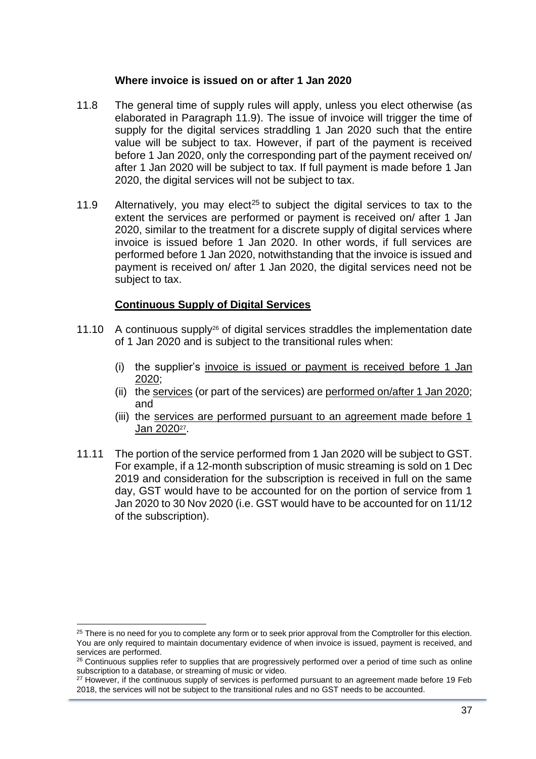**Where invoice is issued on or after 1 Jan 2020**

11.8 The general time of supply rules will apply, unless you elect otherwise (as elaborated in Paragraph 11.9). The issue of invoice will trigger the time of supply for the digital services straddling 1 Jan 2020 such that the entire value will be subject to tax. However, if part of the payment is received before 1 Jan 2020, only the corresponding part of the payment received on/ after 1 Jan 2020 will be subject to tax. If full payment is made before 1 Jan 2020, the digital services will not be subject to tax.

11.9 Alternatively, you may elect[25] to subject the digital services to tax to the extent the services are performed or payment is received on/ after 1 Jan 2020, similar to the treatment for a discrete supply of digital services where invoice is issued before 1 Jan 2020. In other words, if full services are performed before 1 Jan 2020, notwithstanding that the invoice is issued and payment is received on/ after 1 Jan 2020, the digital services need not be subject to tax.

**Continuous Supply of Digital Services**

11.10 A continuous supply[26] of digital services straddles the implementation date of 1 Jan 2020 and is subject to the transitional rules when:

(i) the supplier's invoice is issued or payment is received before 1 Jan 2020;
(ii) the services (or part of the services) are performed on/after 1 Jan 2020; and
(iii) the services are performed pursuant to an agreement made before 1 Jan 2020[27].

11.11 The portion of the service performed from 1 Jan 2020 will be subject to GST. For example, if a 12-month subscription of music streaming is sold on 1 Dec 2019 and consideration for the subscription is received in full on the same day, GST would have to be accounted for on the portion of service from 1 Jan 2020 to 30 Nov 2020 (i.e. GST would have to be accounted for on 11/12 of the subscription).

---

[25] There is no need for you to complete any form or to seek prior approval from the Comptroller for this election. You are only required to maintain documentary evidence of when invoice is issued, payment is received, and services are performed.

[26] Continuous supplies refer to supplies that are progressively performed over a period of time such as online subscription to a database, or streaming of music or video.

[27] However, if the continuous supply of services is performed pursuant to an agreement made before 19 Feb 2018, the services will not be subject to the transitional rules and no GST needs to be accounted.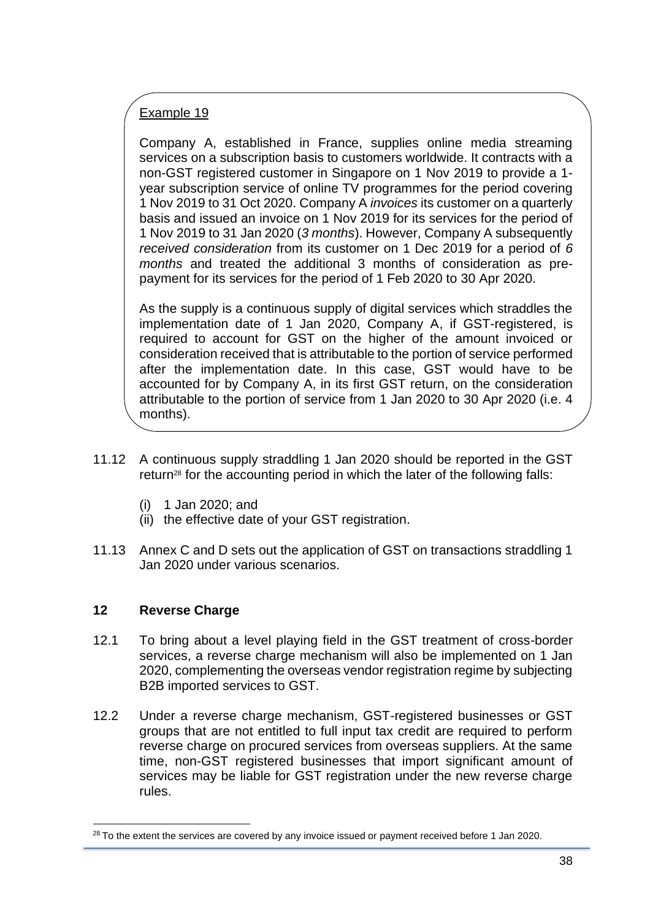Example 19

Company A, established in France, supplies online media streaming services on a subscription basis to customers worldwide. It contracts with a non-GST registered customer in Singapore on 1 Nov 2019 to provide a 1-year subscription service of online TV programmes for the period covering 1 Nov 2019 to 31 Oct 2020. Company A *invoices* its customer on a quarterly basis and issued an invoice on 1 Nov 2019 for its services for the period of 1 Nov 2019 to 31 Jan 2020 (*3 months*). However, Company A subsequently *received consideration* from its customer on 1 Dec 2019 for a period of *6 months* and treated the additional 3 months of consideration as pre-payment for its services for the period of 1 Feb 2020 to 30 Apr 2020.

As the supply is a continuous supply of digital services which straddles the implementation date of 1 Jan 2020, Company A, if GST-registered, is required to account for GST on the higher of the amount invoiced or consideration received that is attributable to the portion of service performed after the implementation date. In this case, GST would have to be accounted for by Company A, in its first GST return, on the consideration attributable to the portion of service from 1 Jan 2020 to 30 Apr 2020 (i.e. 4 months).

11.12 A continuous supply straddling 1 Jan 2020 should be reported in the GST return[28] for the accounting period in which the later of the following falls:

(i) 1 Jan 2020; and
(ii) the effective date of your GST registration.

11.13 Annex C and D sets out the application of GST on transactions straddling 1 Jan 2020 under various scenarios.

## 12 Reverse Charge

12.1 To bring about a level playing field in the GST treatment of cross-border services, a reverse charge mechanism will also be implemented on 1 Jan 2020, complementing the overseas vendor registration regime by subjecting B2B imported services to GST.

12.2 Under a reverse charge mechanism, GST-registered businesses or GST groups that are not entitled to full input tax credit are required to perform reverse charge on procured services from overseas suppliers. At the same time, non-GST registered businesses that import significant amount of services may be liable for GST registration under the new reverse charge rules.

[28] To the extent the services are covered by any invoice issued or payment received before 1 Jan 2020.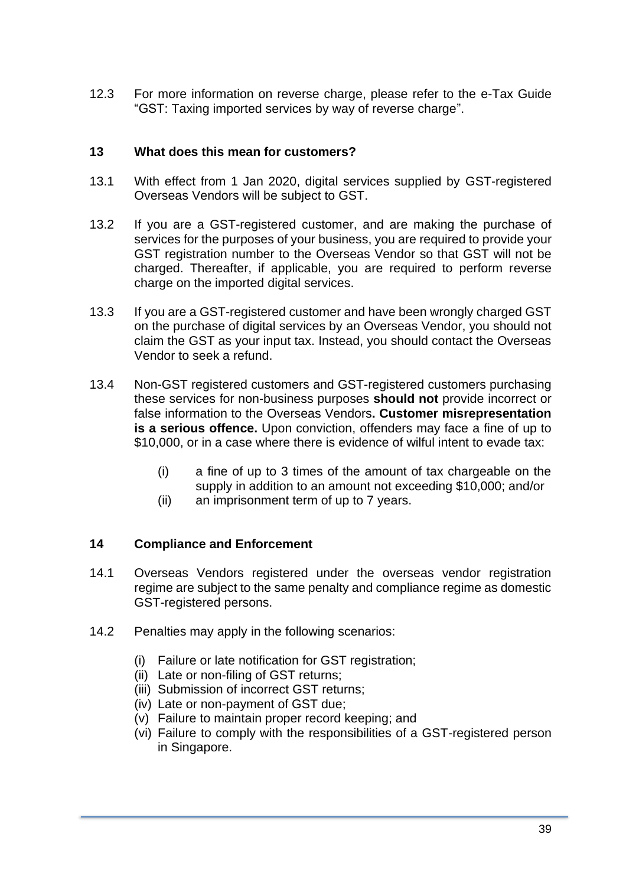12.3 For more information on reverse charge, please refer to the e-Tax Guide "GST: Taxing imported services by way of reverse charge".

## 13 What does this mean for customers?

13.1 With effect from 1 Jan 2020, digital services supplied by GST-registered Overseas Vendors will be subject to GST.

13.2 If you are a GST-registered customer, and are making the purchase of services for the purposes of your business, you are required to provide your GST registration number to the Overseas Vendor so that GST will not be charged. Thereafter, if applicable, you are required to perform reverse charge on the imported digital services.

13.3 If you are a GST-registered customer and have been wrongly charged GST on the purchase of digital services by an Overseas Vendor, you should not claim the GST as your input tax. Instead, you should contact the Overseas Vendor to seek a refund.

13.4 Non-GST registered customers and GST-registered customers purchasing these services for non-business purposes **should not** provide incorrect or false information to the Overseas Vendors**. Customer misrepresentation is a serious offence.** Upon conviction, offenders may face a fine of up to $10,000, or in a case where there is evidence of wilful intent to evade tax:

(i) a fine of up to 3 times of the amount of tax chargeable on the supply in addition to an amount not exceeding $10,000; and/or
(ii) an imprisonment term of up to 7 years.

## 14 Compliance and Enforcement

14.1 Overseas Vendors registered under the overseas vendor registration regime are subject to the same penalty and compliance regime as domestic GST-registered persons.

14.2 Penalties may apply in the following scenarios:

(i) Failure or late notification for GST registration;
(ii) Late or non-filing of GST returns;
(iii) Submission of incorrect GST returns;
(iv) Late or non-payment of GST due;
(v) Failure to maintain proper record keeping; and
(vi) Failure to comply with the responsibilities of a GST-registered person in Singapore.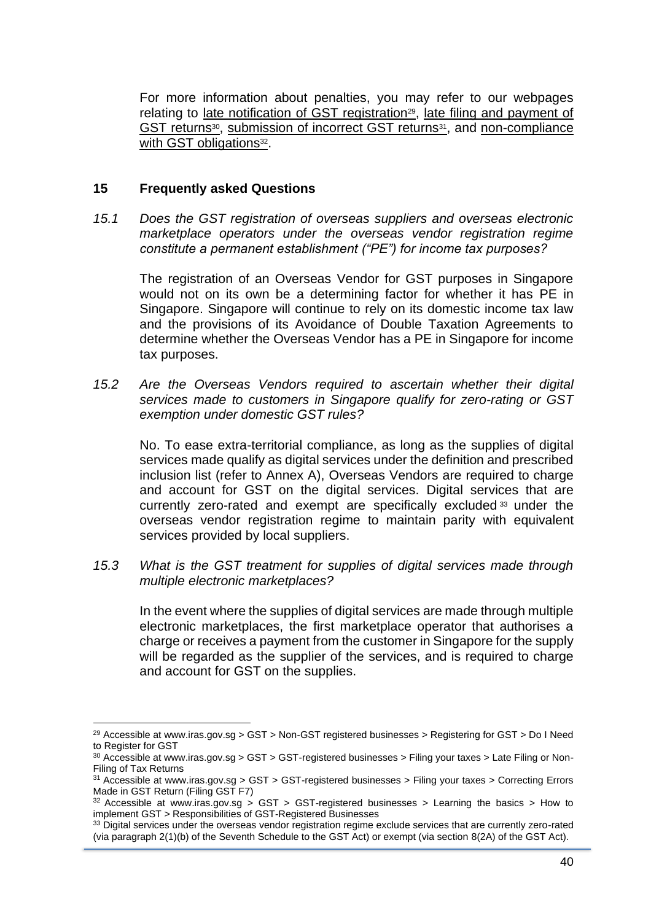For more information about penalties, you may refer to our webpages relating to late notification of GST registration[29], late filing and payment of GST returns[30], submission of incorrect GST returns[31], and non-compliance with GST obligations[32].

## 15 Frequently asked Questions

*15.1 Does the GST registration of overseas suppliers and overseas electronic marketplace operators under the overseas vendor registration regime constitute a permanent establishment ("PE") for income tax purposes?*

The registration of an Overseas Vendor for GST purposes in Singapore would not on its own be a determining factor for whether it has PE in Singapore. Singapore will continue to rely on its domestic income tax law and the provisions of its Avoidance of Double Taxation Agreements to determine whether the Overseas Vendor has a PE in Singapore for income tax purposes.

*15.2 Are the Overseas Vendors required to ascertain whether their digital services made to customers in Singapore qualify for zero-rating or GST exemption under domestic GST rules?*

No. To ease extra-territorial compliance, as long as the supplies of digital services made qualify as digital services under the definition and prescribed inclusion list (refer to Annex A), Overseas Vendors are required to charge and account for GST on the digital services. Digital services that are currently zero-rated and exempt are specifically excluded[33] under the overseas vendor registration regime to maintain parity with equivalent services provided by local suppliers.

*15.3 What is the GST treatment for supplies of digital services made through multiple electronic marketplaces?*

In the event where the supplies of digital services are made through multiple electronic marketplaces, the first marketplace operator that authorises a charge or receives a payment from the customer in Singapore for the supply will be regarded as the supplier of the services, and is required to charge and account for GST on the supplies.

---

[29] Accessible at www.iras.gov.sg > GST > Non-GST registered businesses > Registering for GST > Do I Need to Register for GST

[30] Accessible at www.iras.gov.sg > GST > GST-registered businesses > Filing your taxes > Late Filing or Non-Filing of Tax Returns

[31] Accessible at www.iras.gov.sg > GST > GST-registered businesses > Filing your taxes > Correcting Errors Made in GST Return (Filing GST F7)

[32] Accessible at www.iras.gov.sg > GST > GST-registered businesses > Learning the basics > How to implement GST > Responsibilities of GST-Registered Businesses

[33] Digital services under the overseas vendor registration regime exclude services that are currently zero-rated (via paragraph 2(1)(b) of the Seventh Schedule to the GST Act) or exempt (via section 8(2A) of the GST Act).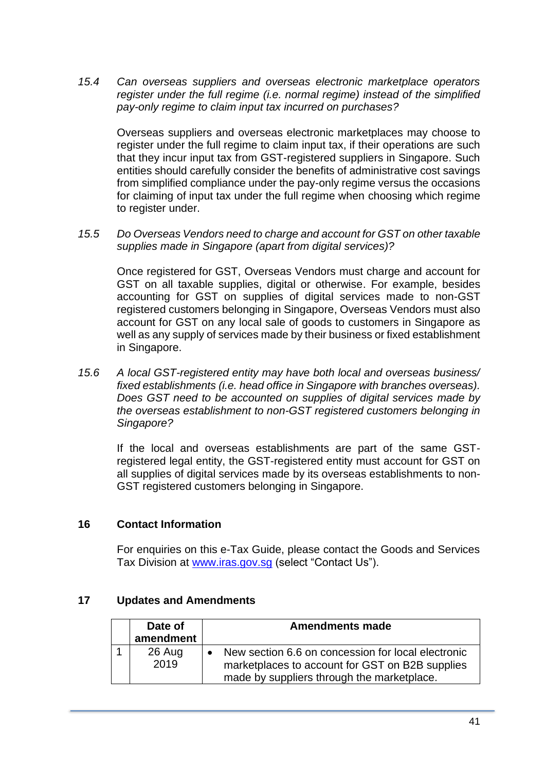*15.4 Can overseas suppliers and overseas electronic marketplace operators register under the full regime (i.e. normal regime) instead of the simplified pay-only regime to claim input tax incurred on purchases?*

Overseas suppliers and overseas electronic marketplaces may choose to register under the full regime to claim input tax, if their operations are such that they incur input tax from GST-registered suppliers in Singapore. Such entities should carefully consider the benefits of administrative cost savings from simplified compliance under the pay-only regime versus the occasions for claiming of input tax under the full regime when choosing which regime to register under.

*15.5 Do Overseas Vendors need to charge and account for GST on other taxable supplies made in Singapore (apart from digital services)?*

Once registered for GST, Overseas Vendors must charge and account for GST on all taxable supplies, digital or otherwise. For example, besides accounting for GST on supplies of digital services made to non-GST registered customers belonging in Singapore, Overseas Vendors must also account for GST on any local sale of goods to customers in Singapore as well as any supply of services made by their business or fixed establishment in Singapore.

*15.6 A local GST-registered entity may have both local and overseas business/ fixed establishments (i.e. head office in Singapore with branches overseas). Does GST need to be accounted on supplies of digital services made by the overseas establishment to non-GST registered customers belonging in Singapore?*

If the local and overseas establishments are part of the same GST-registered legal entity, the GST-registered entity must account for GST on all supplies of digital services made by its overseas establishments to non-GST registered customers belonging in Singapore.

## 16 Contact Information

For enquiries on this e-Tax Guide, please contact the Goods and Services Tax Division at www.iras.gov.sg (select "Contact Us").

## 17 Updates and Amendments

| | Date of amendment | Amendments made |
|---|---|---|
| 1 | 26 Aug 2019 | • New section 6.6 on concession for local electronic marketplaces to account for GST on B2B supplies made by suppliers through the marketplace. |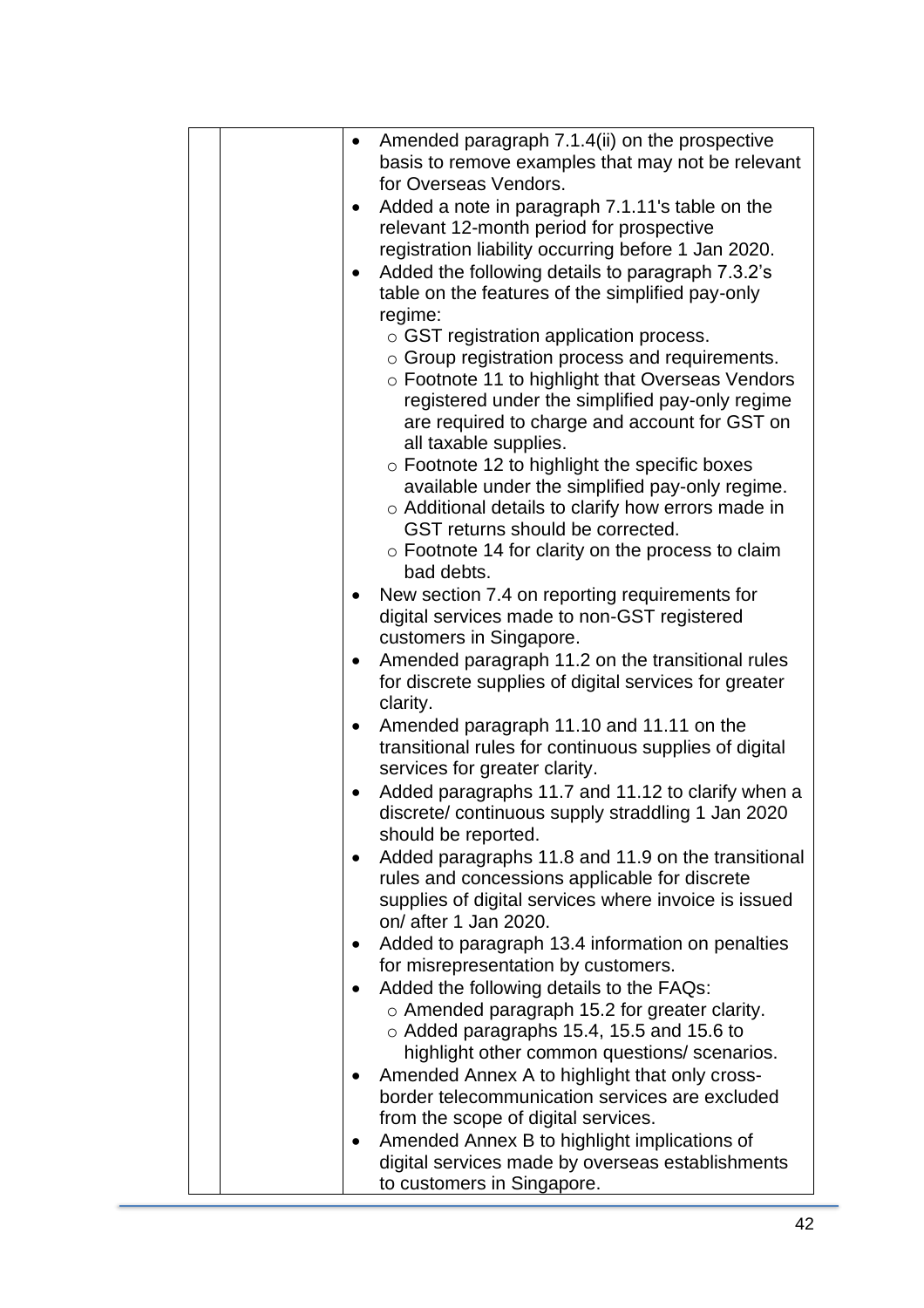| | | |
|---|---|---|
| | | • Amended paragraph 7.1.4(ii) on the prospective basis to remove examples that may not be relevant for Overseas Vendors.<br>• Added a note in paragraph 7.1.11's table on the relevant 12-month period for prospective registration liability occurring before 1 Jan 2020.<br>• Added the following details to paragraph 7.3.2's table on the features of the simplified pay-only regime:<br>  ○ GST registration application process.<br>  ○ Group registration process and requirements.<br>  ○ Footnote 11 to highlight that Overseas Vendors registered under the simplified pay-only regime are required to charge and account for GST on all taxable supplies.<br>  ○ Footnote 12 to highlight the specific boxes available under the simplified pay-only regime.<br>  ○ Additional details to clarify how errors made in GST returns should be corrected.<br>  ○ Footnote 14 for clarity on the process to claim bad debts.<br>• New section 7.4 on reporting requirements for digital services made to non-GST registered customers in Singapore.<br>• Amended paragraph 11.2 on the transitional rules for discrete supplies of digital services for greater clarity.<br>• Amended paragraph 11.10 and 11.11 on the transitional rules for continuous supplies of digital services for greater clarity.<br>• Added paragraphs 11.7 and 11.12 to clarify when a discrete/ continuous supply straddling 1 Jan 2020 should be reported.<br>• Added paragraphs 11.8 and 11.9 on the transitional rules and concessions applicable for discrete supplies of digital services where invoice is issued on/ after 1 Jan 2020.<br>• Added to paragraph 13.4 information on penalties for misrepresentation by customers.<br>• Added the following details to the FAQs:<br>  ○ Amended paragraph 15.2 for greater clarity.<br>  ○ Added paragraphs 15.4, 15.5 and 15.6 to highlight other common questions/ scenarios.<br>• Amended Annex A to highlight that only cross-border telecommunication services are excluded from the scope of digital services.<br>• Amended Annex B to highlight implications of digital services made by overseas establishments to customers in Singapore. |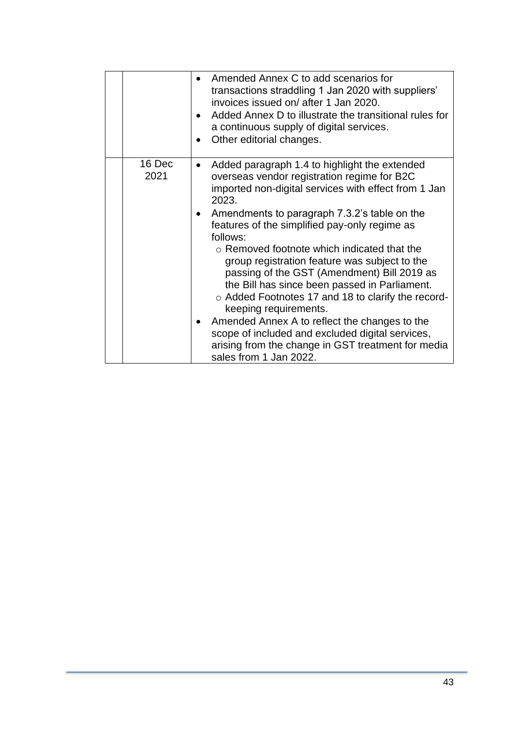| | | |
|---|---|---|
| | | • Amended Annex C to add scenarios for transactions straddling 1 Jan 2020 with suppliers' invoices issued on/ after 1 Jan 2020.<br>• Added Annex D to illustrate the transitional rules for a continuous supply of digital services.<br>• Other editorial changes. |
| | 16 Dec 2021 | • Added paragraph 1.4 to highlight the extended overseas vendor registration regime for B2C imported non-digital services with effect from 1 Jan 2023.<br>• Amendments to paragraph 7.3.2's table on the features of the simplified pay-only regime as follows:<br>  ○ Removed footnote which indicated that the group registration feature was subject to the passing of the GST (Amendment) Bill 2019 as the Bill has since been passed in Parliament.<br>  ○ Added Footnotes 17 and 18 to clarify the record-keeping requirements.<br>• Amended Annex A to reflect the changes to the scope of included and excluded digital services, arising from the change in GST treatment for media sales from 1 Jan 2022. |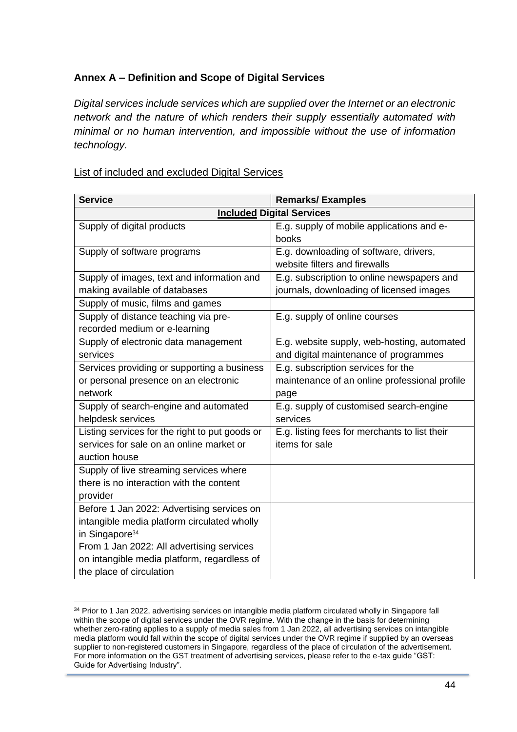## Annex A – Definition and Scope of Digital Services

*Digital services include services which are supplied over the Internet or an electronic network and the nature of which renders their supply essentially automated with minimal or no human intervention, and impossible without the use of information technology.*

List of included and excluded Digital Services

| Service | Remarks/ Examples |
|---|---|
| **Included Digital Services** | |
| Supply of digital products | E.g. supply of mobile applications and e-books |
| Supply of software programs | E.g. downloading of software, drivers, website filters and firewalls |
| Supply of images, text and information and making available of databases | E.g. subscription to online newspapers and journals, downloading of licensed images |
| Supply of music, films and games | |
| Supply of distance teaching via pre-recorded medium or e-learning | E.g. supply of online courses |
| Supply of electronic data management services | E.g. website supply, web-hosting, automated and digital maintenance of programmes |
| Services providing or supporting a business or personal presence on an electronic network | E.g. subscription services for the maintenance of an online professional profile page |
| Supply of search-engine and automated helpdesk services | E.g. supply of customised search-engine services |
| Listing services for the right to put goods or services for sale on an online market or auction house | E.g. listing fees for merchants to list their items for sale |
| Supply of live streaming services where there is no interaction with the content provider | |
| Before 1 Jan 2022: Advertising services on intangible media platform circulated wholly in Singapore[34] From 1 Jan 2022: All advertising services on intangible media platform, regardless of the place of circulation | |

[34] Prior to 1 Jan 2022, advertising services on intangible media platform circulated wholly in Singapore fall within the scope of digital services under the OVR regime. With the change in the basis for determining whether zero-rating applies to a supply of media sales from 1 Jan 2022, all advertising services on intangible media platform would fall within the scope of digital services under the OVR regime if supplied by an overseas supplier to non-registered customers in Singapore, regardless of the place of circulation of the advertisement. For more information on the GST treatment of advertising services, please refer to the e-tax guide "GST: Guide for Advertising Industry".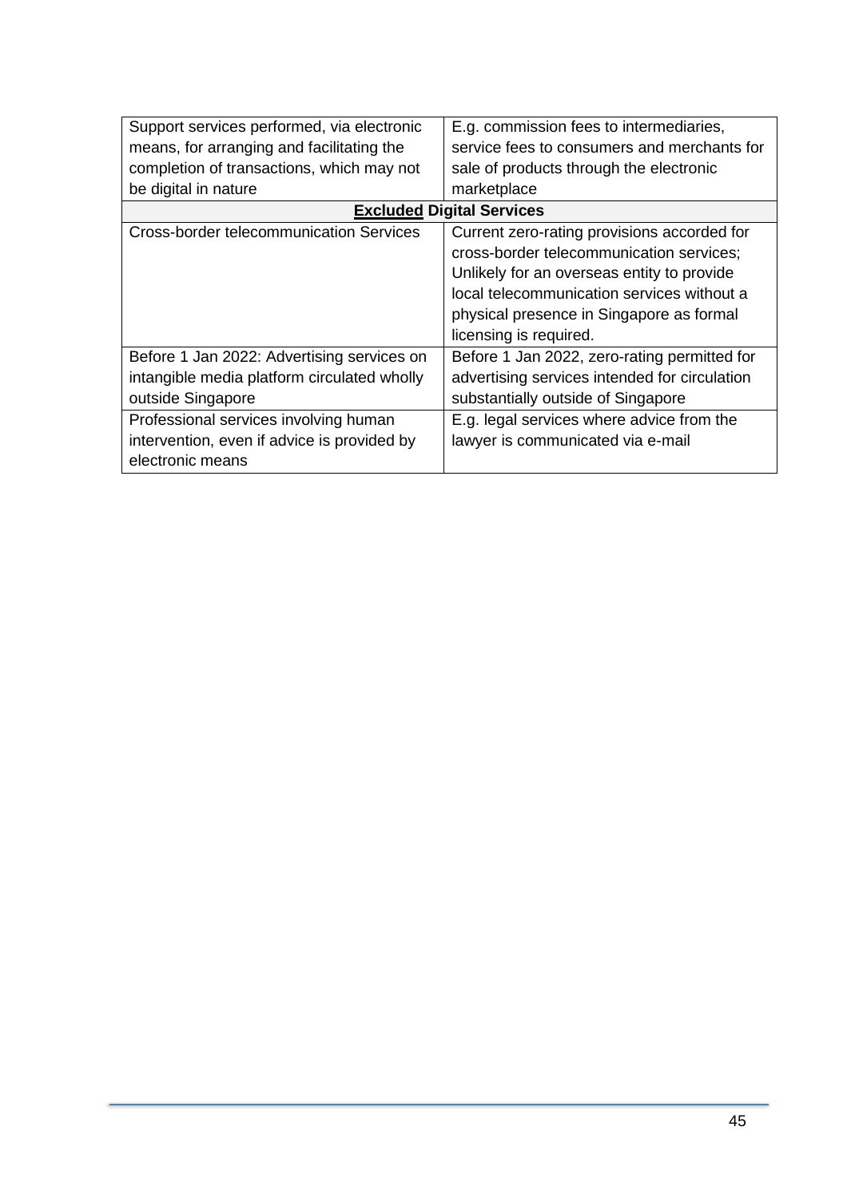| | |
|---|---|
| Support services performed, via electronic means, for arranging and facilitating the completion of transactions, which may not be digital in nature | E.g. commission fees to intermediaries, service fees to consumers and merchants for sale of products through the electronic marketplace |
| **Excluded Digital Services** | |
| Cross-border telecommunication Services | Current zero-rating provisions accorded for cross-border telecommunication services; Unlikely for an overseas entity to provide local telecommunication services without a physical presence in Singapore as formal licensing is required. |
| Before 1 Jan 2022: Advertising services on intangible media platform circulated wholly outside Singapore | Before 1 Jan 2022, zero-rating permitted for advertising services intended for circulation substantially outside of Singapore |
| Professional services involving human intervention, even if advice is provided by electronic means | E.g. legal services where advice from the lawyer is communicated via e-mail |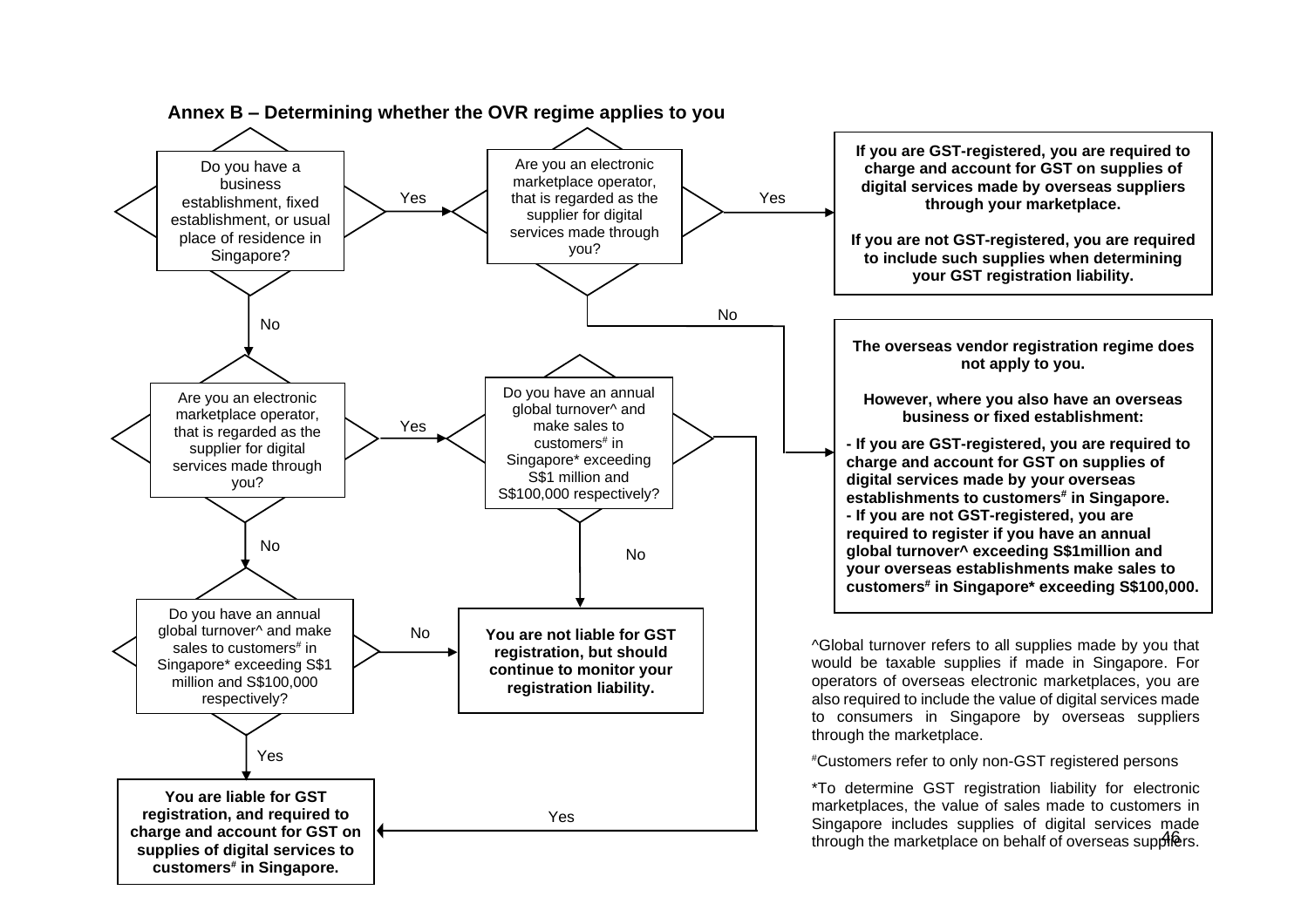## Annex B – Determining whether the OVR regime applies to you

Do you have a business establishment, fixed establishment, or usual place of residence in Singapore?

- **Yes** → Are you an electronic marketplace operator, that is regarded as the supplier for digital services made through you?
  - **Yes** → **If you are GST-registered, you are required to charge and account for GST on supplies of digital services made by overseas suppliers through your marketplace.**

    **If you are not GST-registered, you are required to include such supplies when determining your GST registration liability.**
  - **No** → **The overseas vendor registration regime does not apply to you.**

    **However, where you also have an overseas business or fixed establishment:**

    **- If you are GST-registered, you are required to charge and account for GST on supplies of digital services made by your overseas establishments to customers# in Singapore.**
    **- If you are not GST-registered, you are required to register if you have an annual global turnover^ exceeding S$1million and your overseas establishments make sales to customers# in Singapore* exceeding S$100,000.**
- **No** → Are you an electronic marketplace operator, that is regarded as the supplier for digital services made through you?
  - **Yes** → Do you have an annual global turnover^ and make sales to customers# in Singapore* exceeding S$1 million and S$100,000 respectively?
    - **Yes** → **You are liable for GST registration, and required to charge and account for GST on supplies of digital services to customers# in Singapore.**
    - **No** → **You are not liable for GST registration, but should continue to monitor your registration liability.**
  - **No** → Do you have an annual global turnover^ and make sales to customers# in Singapore* exceeding S$1 million and S$100,000 respectively?
    - **Yes** → **You are liable for GST registration, and required to charge and account for GST on supplies of digital services to customers# in Singapore.**
    - **No** → **You are not liable for GST registration, but should continue to monitor your registration liability.**

^Global turnover refers to all supplies made by you that would be taxable supplies if made in Singapore. For operators of overseas electronic marketplaces, you are also required to include the value of digital services made to consumers in Singapore by overseas suppliers through the marketplace.

#Customers refer to only non-GST registered persons

*To determine GST registration liability for electronic marketplaces, the value of sales made to customers in Singapore includes supplies of digital services made through the marketplace on behalf of overseas suppliers.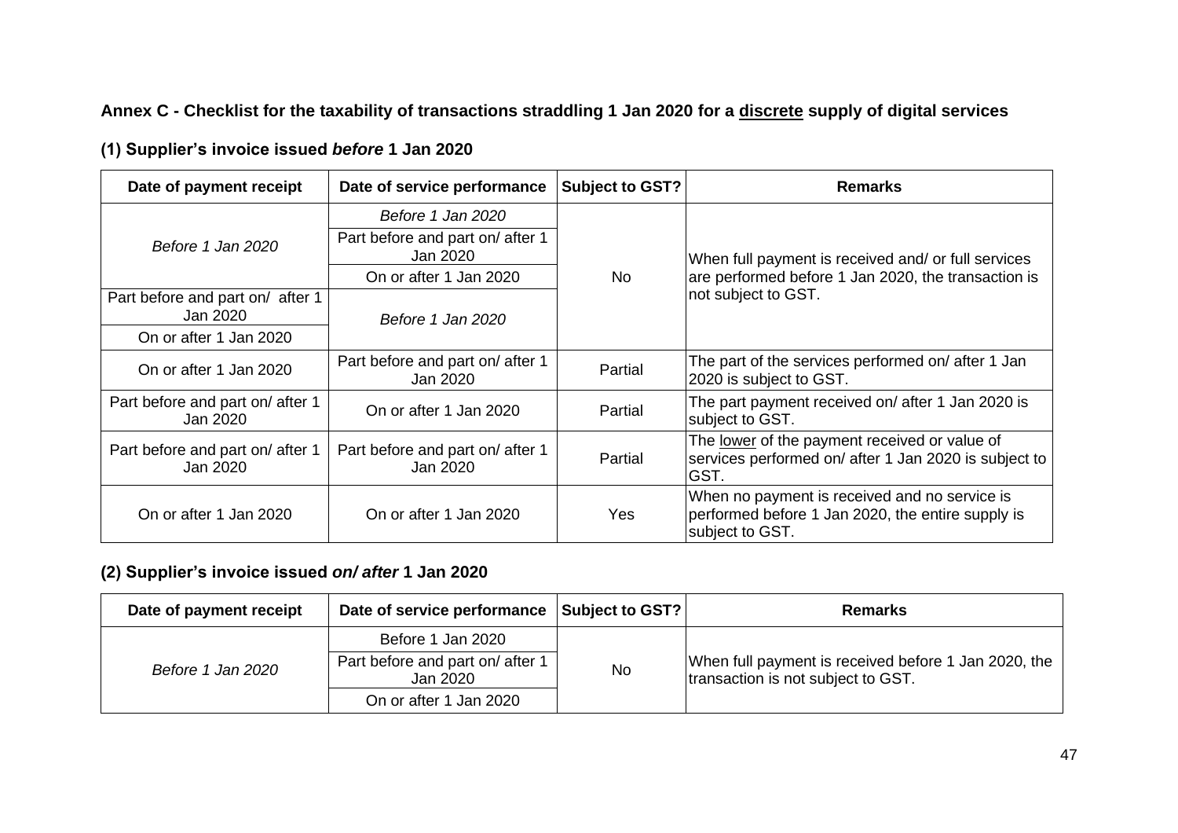### Annex C - Checklist for the taxability of transactions straddling 1 Jan 2020 for a discrete supply of digital services

#### (1) Supplier's invoice issued *before* 1 Jan 2020

| Date of payment receipt | Date of service performance | Subject to GST? | Remarks |
|---|---|---|---|
| *Before 1 Jan 2020* | *Before 1 Jan 2020* | No | When full payment is received and/ or full services are performed before 1 Jan 2020, the transaction is not subject to GST. |
| *Before 1 Jan 2020* | Part before and part on/ after 1 Jan 2020 | No | When full payment is received and/ or full services are performed before 1 Jan 2020, the transaction is not subject to GST. |
| *Before 1 Jan 2020* | On or after 1 Jan 2020 | No | When full payment is received and/ or full services are performed before 1 Jan 2020, the transaction is not subject to GST. |
| Part before and part on/ after 1 Jan 2020 | *Before 1 Jan 2020* | No | When full payment is received and/ or full services are performed before 1 Jan 2020, the transaction is not subject to GST. |
| On or after 1 Jan 2020 | *Before 1 Jan 2020* | No | When full payment is received and/ or full services are performed before 1 Jan 2020, the transaction is not subject to GST. |
| On or after 1 Jan 2020 | Part before and part on/ after 1 Jan 2020 | Partial | The part of the services performed on/ after 1 Jan 2020 is subject to GST. |
| Part before and part on/ after 1 Jan 2020 | On or after 1 Jan 2020 | Partial | The part payment received on/ after 1 Jan 2020 is subject to GST. |
| Part before and part on/ after 1 Jan 2020 | Part before and part on/ after 1 Jan 2020 | Partial | The lower of the payment received or value of services performed on/ after 1 Jan 2020 is subject to GST. |
| On or after 1 Jan 2020 | On or after 1 Jan 2020 | Yes | When no payment is received and no service is performed before 1 Jan 2020, the entire supply is subject to GST. |

#### (2) Supplier's invoice issued *on/ after* 1 Jan 2020

| Date of payment receipt | Date of service performance | Subject to GST? | Remarks |
|---|---|---|---|
| *Before 1 Jan 2020* | Before 1 Jan 2020 | No | When full payment is received before 1 Jan 2020, the transaction is not subject to GST. |
| *Before 1 Jan 2020* | Part before and part on/ after 1 Jan 2020 | No | When full payment is received before 1 Jan 2020, the transaction is not subject to GST. |
| *Before 1 Jan 2020* | On or after 1 Jan 2020 | No | When full payment is received before 1 Jan 2020, the transaction is not subject to GST. |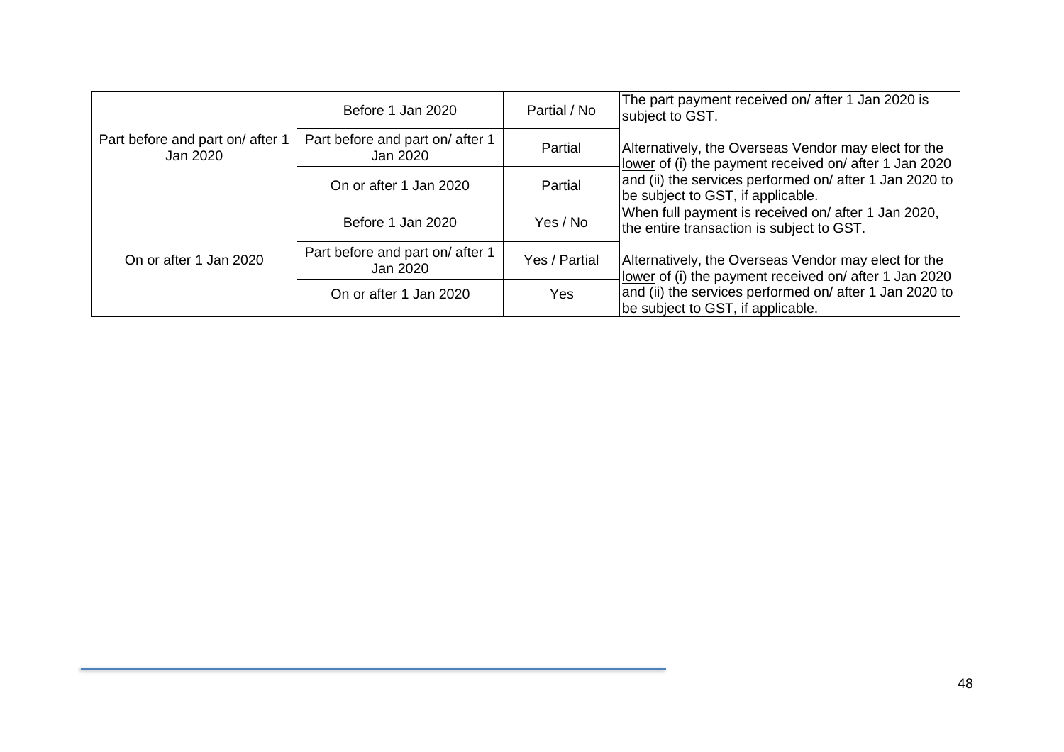| | | | |
|---|---|---|---|
| Part before and part on/ after 1 Jan 2020 | Before 1 Jan 2020 | Partial / No | The part payment received on/ after 1 Jan 2020 is subject to GST.<br><br>Alternatively, the Overseas Vendor may elect for the lower of (i) the payment received on/ after 1 Jan 2020 and (ii) the services performed on/ after 1 Jan 2020 to be subject to GST, if applicable. |
| | Part before and part on/ after 1 Jan 2020 | Partial | |
| | On or after 1 Jan 2020 | Partial | |
| On or after 1 Jan 2020 | Before 1 Jan 2020 | Yes / No | When full payment is received on/ after 1 Jan 2020, the entire transaction is subject to GST.<br><br>Alternatively, the Overseas Vendor may elect for the lower of (i) the payment received on/ after 1 Jan 2020 and (ii) the services performed on/ after 1 Jan 2020 to be subject to GST, if applicable. |
| | Part before and part on/ after 1 Jan 2020 | Yes / Partial | |
| | On or after 1 Jan 2020 | Yes | |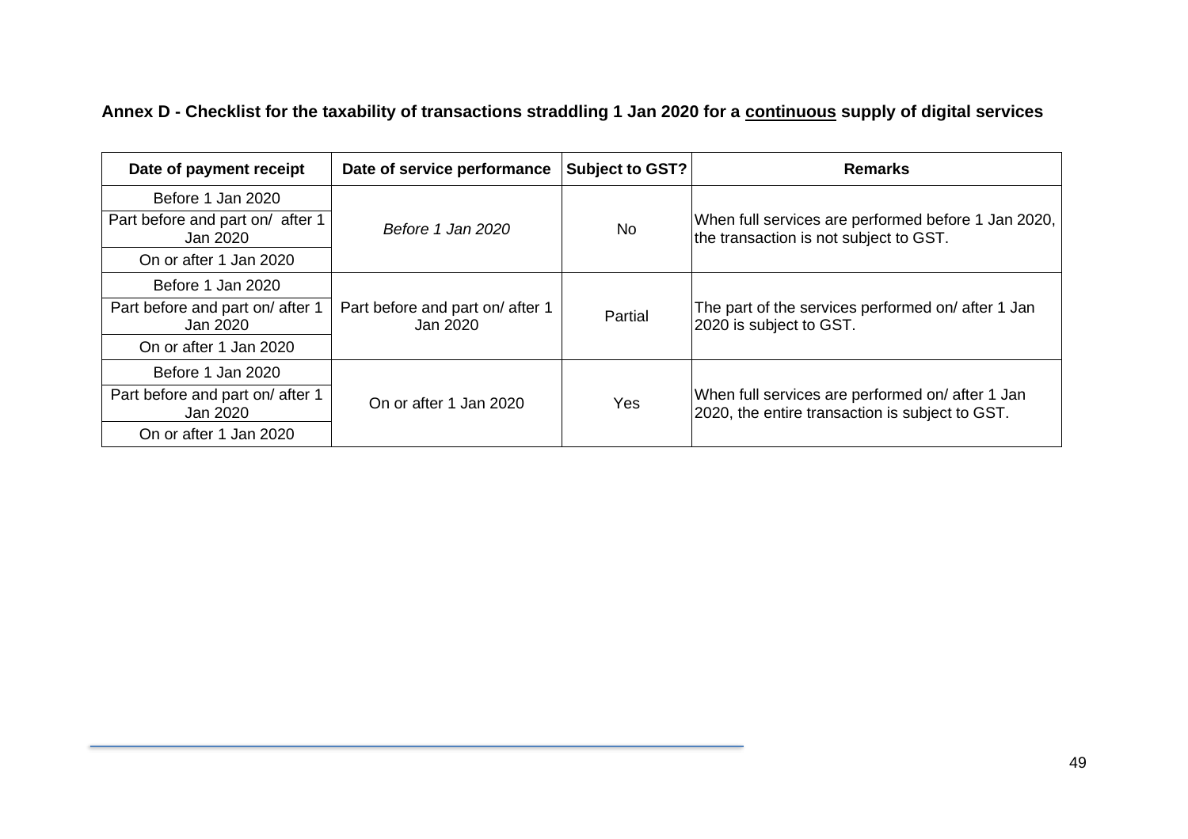**Annex D - Checklist for the taxability of transactions straddling 1 Jan 2020 for a <u>continuous</u> supply of digital services**

| Date of payment receipt | Date of service performance | Subject to GST? | Remarks |
|---|---|---|---|
| Before 1 Jan 2020 | *Before 1 Jan 2020* | No | When full services are performed before 1 Jan 2020, the transaction is not subject to GST. |
| Part before and part on/ after 1 Jan 2020 | | | |
| On or after 1 Jan 2020 | | | |
| Before 1 Jan 2020 | Part before and part on/ after 1 Jan 2020 | Partial | The part of the services performed on/ after 1 Jan 2020 is subject to GST. |
| Part before and part on/ after 1 Jan 2020 | | | |
| On or after 1 Jan 2020 | | | |
| Before 1 Jan 2020 | On or after 1 Jan 2020 | Yes | When full services are performed on/ after 1 Jan 2020, the entire transaction is subject to GST. |
| Part before and part on/ after 1 Jan 2020 | | | |
| On or after 1 Jan 2020 | | | |